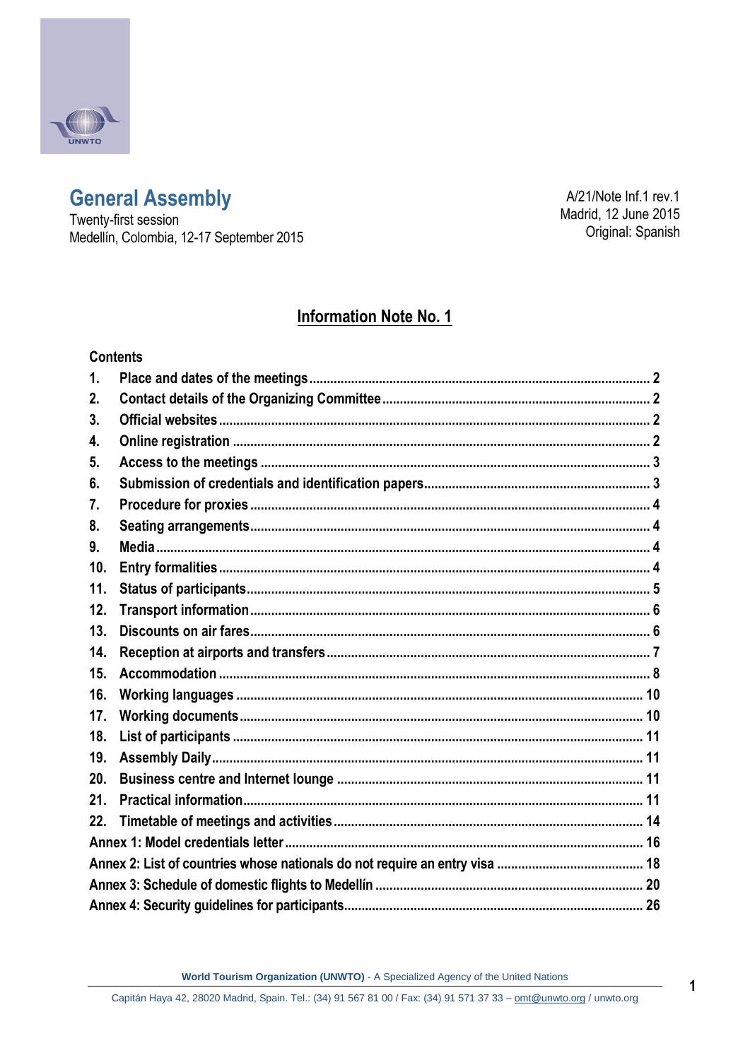UNWTO

# General Assembly

Twenty-first session
Medellín, Colombia, 12-17 September 2015

A/21/Note Inf.1 rev.1
Madrid, 12 June 2015
Original: Spanish

## Information Note No. 1

**Contents**

| | | |
|---|---|---|
| 1. | Place and dates of the meetings | 2 |
| 2. | Contact details of the Organizing Committee | 2 |
| 3. | Official websites | 2 |
| 4. | Online registration | 2 |
| 5. | Access to the meetings | 3 |
| 6. | Submission of credentials and identification papers | 3 |
| 7. | Procedure for proxies | 4 |
| 8. | Seating arrangements | 4 |
| 9. | Media | 4 |
| 10. | Entry formalities | 4 |
| 11. | Status of participants | 5 |
| 12. | Transport information | 6 |
| 13. | Discounts on air fares | 6 |
| 14. | Reception at airports and transfers | 7 |
| 15. | Accommodation | 8 |
| 16. | Working languages | 10 |
| 17. | Working documents | 10 |
| 18. | List of participants | 11 |
| 19. | Assembly Daily | 11 |
| 20. | Business centre and Internet lounge | 11 |
| 21. | Practical information | 11 |
| 22. | Timetable of meetings and activities | 14 |
| | Annex 1: Model credentials letter | 16 |
| | Annex 2: List of countries whose nationals do not require an entry visa | 18 |
| | Annex 3: Schedule of domestic flights to Medellín | 20 |
| | Annex 4: Security guidelines for participants | 26 |

World Tourism Organization (UNWTO) - A Specialized Agency of the United Nations

Capitán Haya 42, 28020 Madrid, Spain. Tel.: (34) 91 567 81 00 / Fax: (34) 91 571 37 33 – omt@unwto.org / unwto.org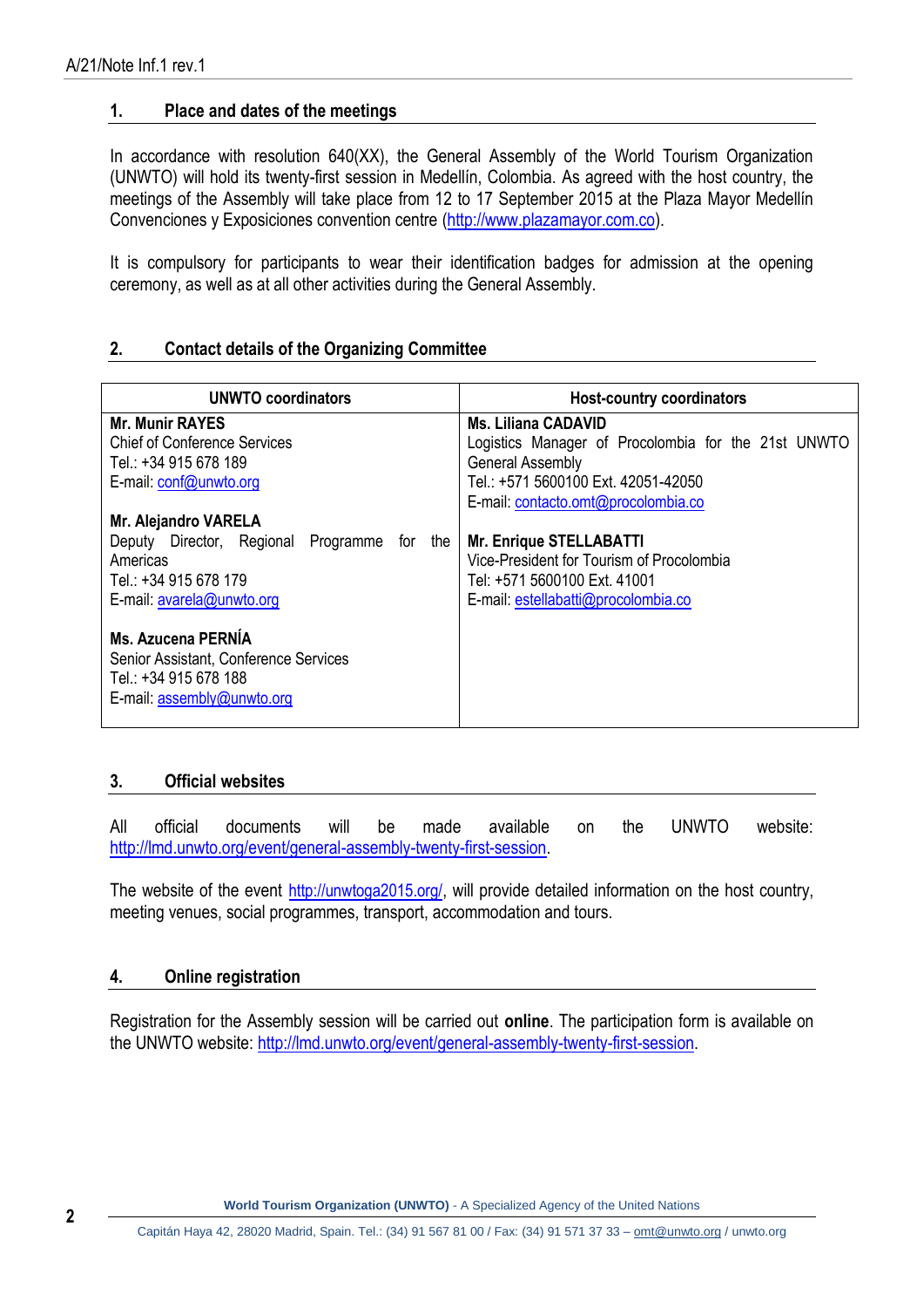## 1. Place and dates of the meetings

In accordance with resolution 640(XX), the General Assembly of the World Tourism Organization (UNWTO) will hold its twenty-first session in Medellín, Colombia. As agreed with the host country, the meetings of the Assembly will take place from 12 to 17 September 2015 at the Plaza Mayor Medellín Convenciones y Exposiciones convention centre (http://www.plazamayor.com.co).

It is compulsory for participants to wear their identification badges for admission at the opening ceremony, as well as at all other activities during the General Assembly.

## 2. Contact details of the Organizing Committee

| UNWTO coordinators | Host-country coordinators |
|---|---|
| **Mr. Munir RAYES**<br>Chief of Conference Services<br>Tel.: +34 915 678 189<br>E-mail: conf@unwto.org<br><br>**Mr. Alejandro VARELA**<br>Deputy Director, Regional Programme for the Americas<br>Tel.: +34 915 678 179<br>E-mail: avarela@unwto.org<br><br>**Ms. Azucena PERNÍA**<br>Senior Assistant, Conference Services<br>Tel.: +34 915 678 188<br>E-mail: assembly@unwto.org | **Ms. Liliana CADAVID**<br>Logistics Manager of Procolombia for the 21st UNWTO General Assembly<br>Tel.: +571 5600100 Ext. 42051-42050<br>E-mail: contacto.omt@procolombia.co<br><br>**Mr. Enrique STELLABATTI**<br>Vice-President for Tourism of Procolombia<br>Tel: +571 5600100 Ext. 41001<br>E-mail: estellabatti@procolombia.co |

## 3. Official websites

All official documents will be made available on the UNWTO website: http://lmd.unwto.org/event/general-assembly-twenty-first-session.

The website of the event http://unwtoga2015.org/, will provide detailed information on the host country, meeting venues, social programmes, transport, accommodation and tours.

## 4. Online registration

Registration for the Assembly session will be carried out **online**. The participation form is available on the UNWTO website: http://lmd.unwto.org/event/general-assembly-twenty-first-session.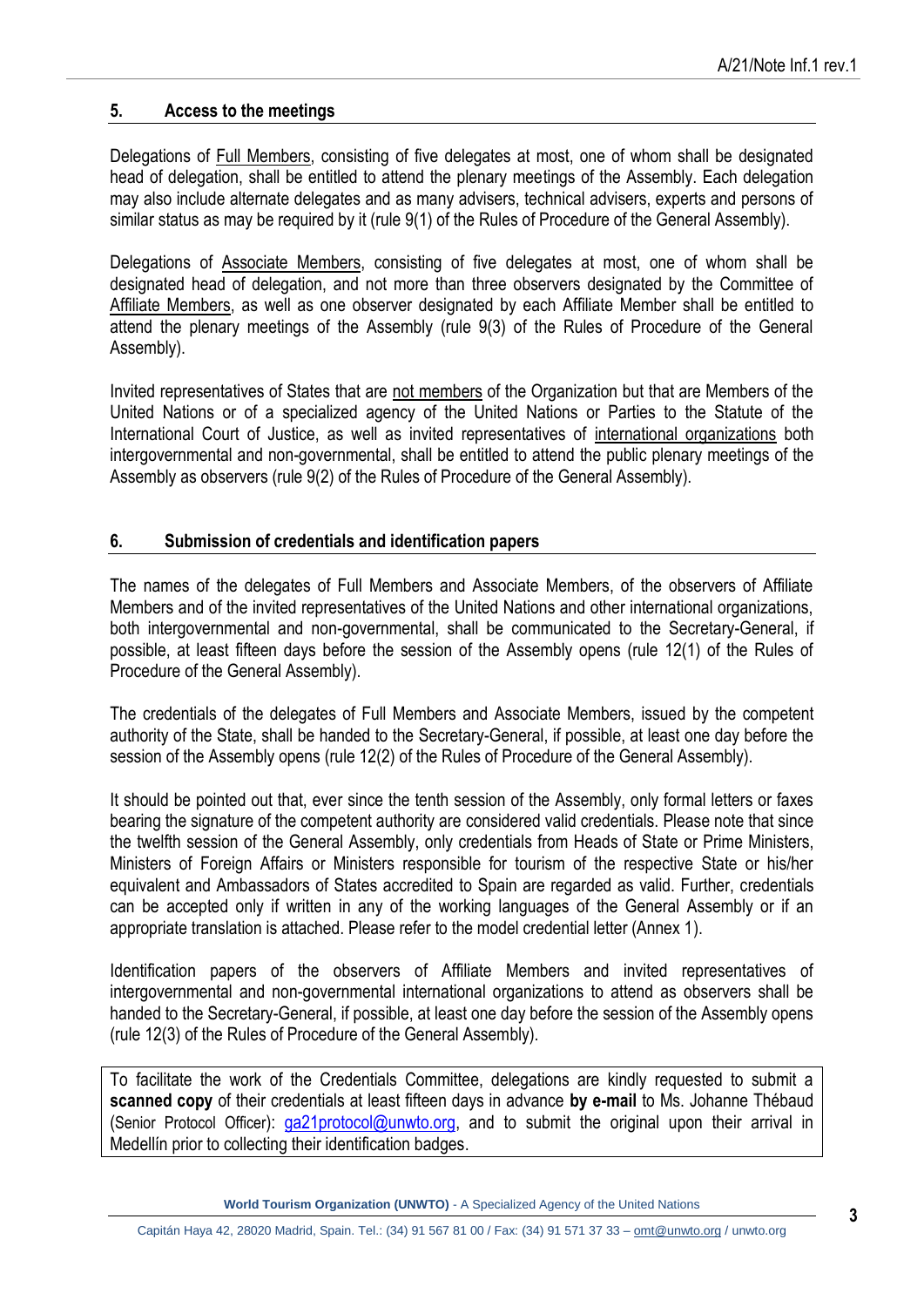## 5. Access to the meetings

Delegations of Full Members, consisting of five delegates at most, one of whom shall be designated head of delegation, shall be entitled to attend the plenary meetings of the Assembly. Each delegation may also include alternate delegates and as many advisers, technical advisers, experts and persons of similar status as may be required by it (rule 9(1) of the Rules of Procedure of the General Assembly).

Delegations of Associate Members, consisting of five delegates at most, one of whom shall be designated head of delegation, and not more than three observers designated by the Committee of Affiliate Members, as well as one observer designated by each Affiliate Member shall be entitled to attend the plenary meetings of the Assembly (rule 9(3) of the Rules of Procedure of the General Assembly).

Invited representatives of States that are not members of the Organization but that are Members of the United Nations or of a specialized agency of the United Nations or Parties to the Statute of the International Court of Justice, as well as invited representatives of international organizations both intergovernmental and non-governmental, shall be entitled to attend the public plenary meetings of the Assembly as observers (rule 9(2) of the Rules of Procedure of the General Assembly).

## 6. Submission of credentials and identification papers

The names of the delegates of Full Members and Associate Members, of the observers of Affiliate Members and of the invited representatives of the United Nations and other international organizations, both intergovernmental and non-governmental, shall be communicated to the Secretary-General, if possible, at least fifteen days before the session of the Assembly opens (rule 12(1) of the Rules of Procedure of the General Assembly).

The credentials of the delegates of Full Members and Associate Members, issued by the competent authority of the State, shall be handed to the Secretary-General, if possible, at least one day before the session of the Assembly opens (rule 12(2) of the Rules of Procedure of the General Assembly).

It should be pointed out that, ever since the tenth session of the Assembly, only formal letters or faxes bearing the signature of the competent authority are considered valid credentials. Please note that since the twelfth session of the General Assembly, only credentials from Heads of State or Prime Ministers, Ministers of Foreign Affairs or Ministers responsible for tourism of the respective State or his/her equivalent and Ambassadors of States accredited to Spain are regarded as valid. Further, credentials can be accepted only if written in any of the working languages of the General Assembly or if an appropriate translation is attached. Please refer to the model credential letter (Annex 1).

Identification papers of the observers of Affiliate Members and invited representatives of intergovernmental and non-governmental international organizations to attend as observers shall be handed to the Secretary-General, if possible, at least one day before the session of the Assembly opens (rule 12(3) of the Rules of Procedure of the General Assembly).

To facilitate the work of the Credentials Committee, delegations are kindly requested to submit a **scanned copy** of their credentials at least fifteen days in advance **by e-mail** to Ms. Johanne Thébaud (Senior Protocol Officer): ga21protocol@unwto.org, and to submit the original upon their arrival in Medellín prior to collecting their identification badges.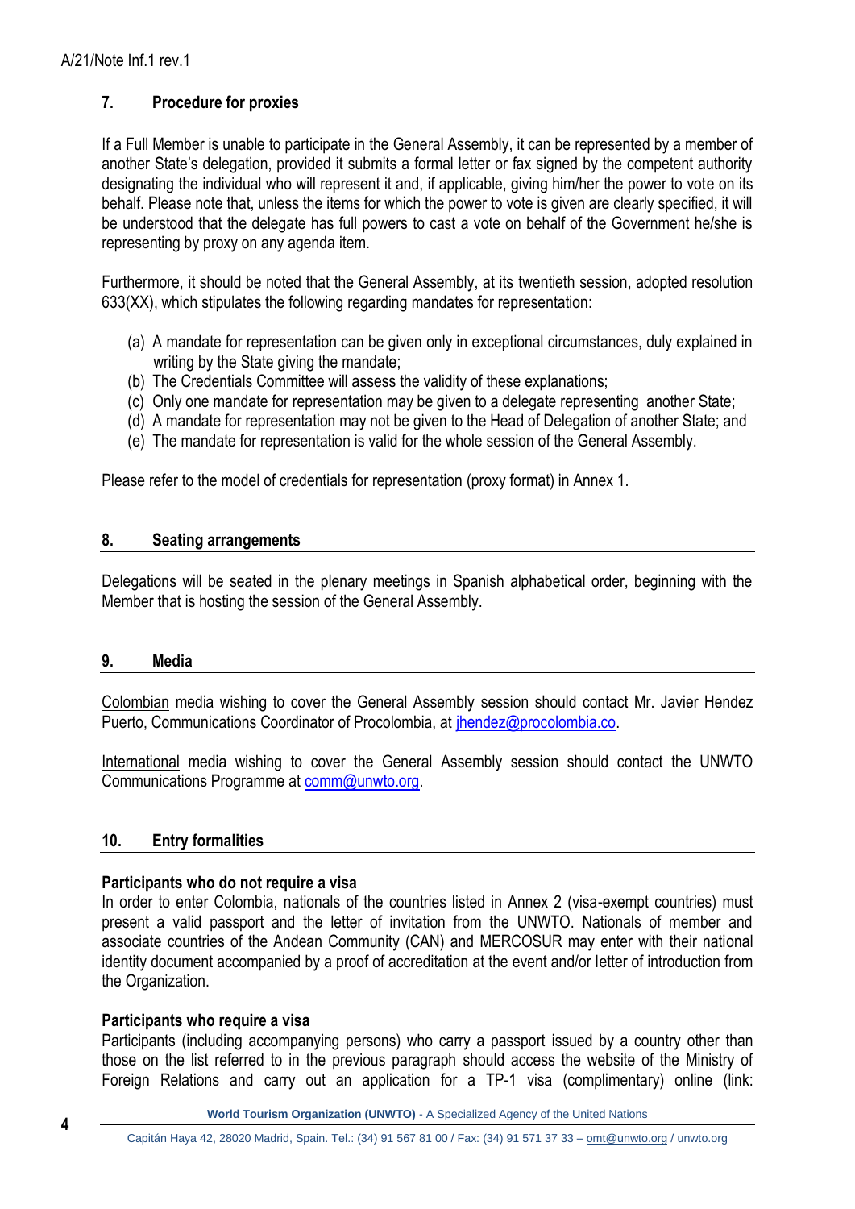## 7. Procedure for proxies

If a Full Member is unable to participate in the General Assembly, it can be represented by a member of another State's delegation, provided it submits a formal letter or fax signed by the competent authority designating the individual who will represent it and, if applicable, giving him/her the power to vote on its behalf. Please note that, unless the items for which the power to vote is given are clearly specified, it will be understood that the delegate has full powers to cast a vote on behalf of the Government he/she is representing by proxy on any agenda item.

Furthermore, it should be noted that the General Assembly, at its twentieth session, adopted resolution 633(XX), which stipulates the following regarding mandates for representation:

(a) A mandate for representation can be given only in exceptional circumstances, duly explained in writing by the State giving the mandate;
(b) The Credentials Committee will assess the validity of these explanations;
(c) Only one mandate for representation may be given to a delegate representing another State;
(d) A mandate for representation may not be given to the Head of Delegation of another State; and
(e) The mandate for representation is valid for the whole session of the General Assembly.

Please refer to the model of credentials for representation (proxy format) in Annex 1.

## 8. Seating arrangements

Delegations will be seated in the plenary meetings in Spanish alphabetical order, beginning with the Member that is hosting the session of the General Assembly.

## 9. Media

Colombian media wishing to cover the General Assembly session should contact Mr. Javier Hendez Puerto, Communications Coordinator of Procolombia, at jhendez@procolombia.co.

International media wishing to cover the General Assembly session should contact the UNWTO Communications Programme at comm@unwto.org.

## 10. Entry formalities

**Participants who do not require a visa**
In order to enter Colombia, nationals of the countries listed in Annex 2 (visa-exempt countries) must present a valid passport and the letter of invitation from the UNWTO. Nationals of member and associate countries of the Andean Community (CAN) and MERCOSUR may enter with their national identity document accompanied by a proof of accreditation at the event and/or letter of introduction from the Organization.

**Participants who require a visa**
Participants (including accompanying persons) who carry a passport issued by a country other than those on the list referred to in the previous paragraph should access the website of the Ministry of Foreign Relations and carry out an application for a TP-1 visa (complimentary) online (link: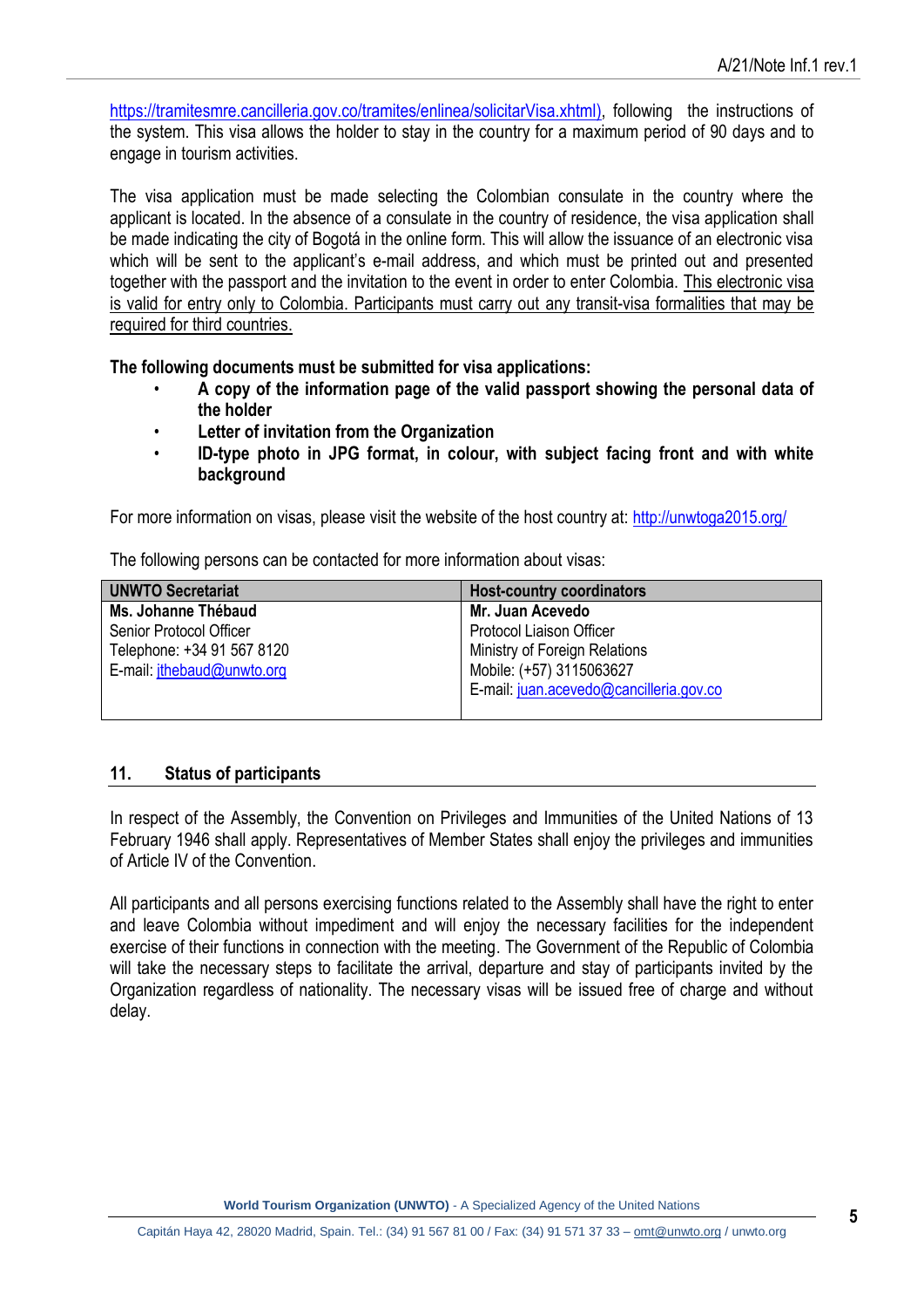https://tramitesmre.cancilleria.gov.co/tramites/enlinea/solicitarVisa.xhtml), following the instructions of the system. This visa allows the holder to stay in the country for a maximum period of 90 days and to engage in tourism activities.

The visa application must be made selecting the Colombian consulate in the country where the applicant is located. In the absence of a consulate in the country of residence, the visa application shall be made indicating the city of Bogotá in the online form. This will allow the issuance of an electronic visa which will be sent to the applicant's e-mail address, and which must be printed out and presented together with the passport and the invitation to the event in order to enter Colombia. This electronic visa is valid for entry only to Colombia. Participants must carry out any transit-visa formalities that may be required for third countries.

**The following documents must be submitted for visa applications:**

- **A copy of the information page of the valid passport showing the personal data of the holder**
- **Letter of invitation from the Organization**
- **ID-type photo in JPG format, in colour, with subject facing front and with white background**

For more information on visas, please visit the website of the host country at: http://unwtoga2015.org/

The following persons can be contacted for more information about visas:

| UNWTO Secretariat | Host-country coordinators |
|---|---|
| **Ms. Johanne Thébaud**<br>Senior Protocol Officer<br>Telephone: +34 91 567 8120<br>E-mail: jthebaud@unwto.org | **Mr. Juan Acevedo**<br>Protocol Liaison Officer<br>Ministry of Foreign Relations<br>Mobile: (+57) 3115063627<br>E-mail: juan.acevedo@cancilleria.gov.co |

## 11. Status of participants

In respect of the Assembly, the Convention on Privileges and Immunities of the United Nations of 13 February 1946 shall apply. Representatives of Member States shall enjoy the privileges and immunities of Article IV of the Convention.

All participants and all persons exercising functions related to the Assembly shall have the right to enter and leave Colombia without impediment and will enjoy the necessary facilities for the independent exercise of their functions in connection with the meeting. The Government of the Republic of Colombia will take the necessary steps to facilitate the arrival, departure and stay of participants invited by the Organization regardless of nationality. The necessary visas will be issued free of charge and without delay.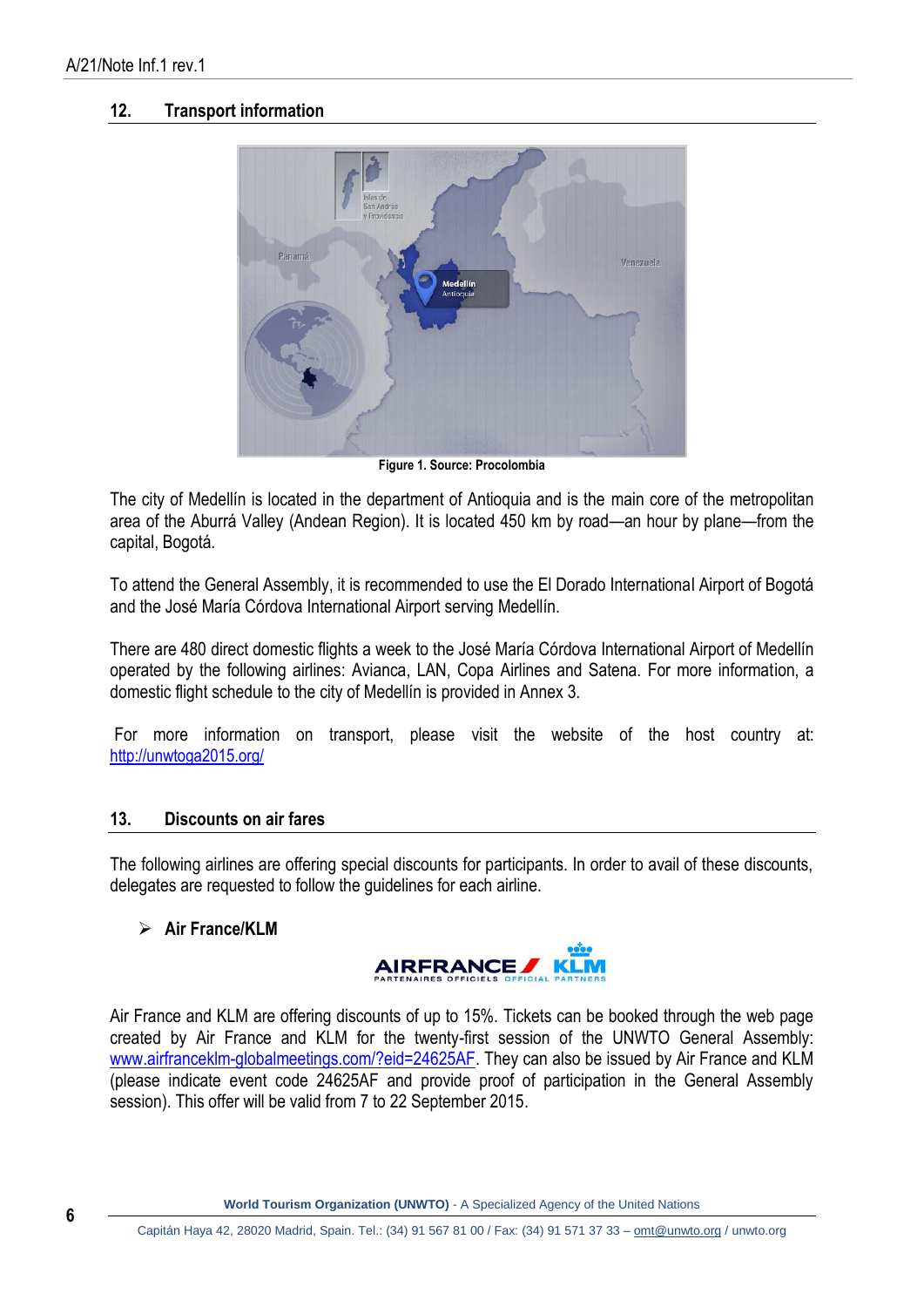## 12. Transport information

Figure 1. Source: Procolombia

The city of Medellín is located in the department of Antioquia and is the main core of the metropolitan area of the Aburrá Valley (Andean Region). It is located 450 km by road—an hour by plane—from the capital, Bogotá.

To attend the General Assembly, it is recommended to use the El Dorado International Airport of Bogotá and the José María Córdova International Airport serving Medellín.

There are 480 direct domestic flights a week to the José María Córdova International Airport of Medellín operated by the following airlines: Avianca, LAN, Copa Airlines and Satena. For more information, a domestic flight schedule to the city of Medellín is provided in Annex 3.

For more information on transport, please visit the website of the host country at: http://unwtoga2015.org/

## 13. Discounts on air fares

The following airlines are offering special discounts for participants. In order to avail of these discounts, delegates are requested to follow the guidelines for each airline.

- **Air France/KLM**

Air France and KLM are offering discounts of up to 15%. Tickets can be booked through the web page created by Air France and KLM for the twenty-first session of the UNWTO General Assembly: www.airfranceklm-globalmeetings.com/?eid=24625AF. They can also be issued by Air France and KLM (please indicate event code 24625AF and provide proof of participation in the General Assembly session). This offer will be valid from 7 to 22 September 2015.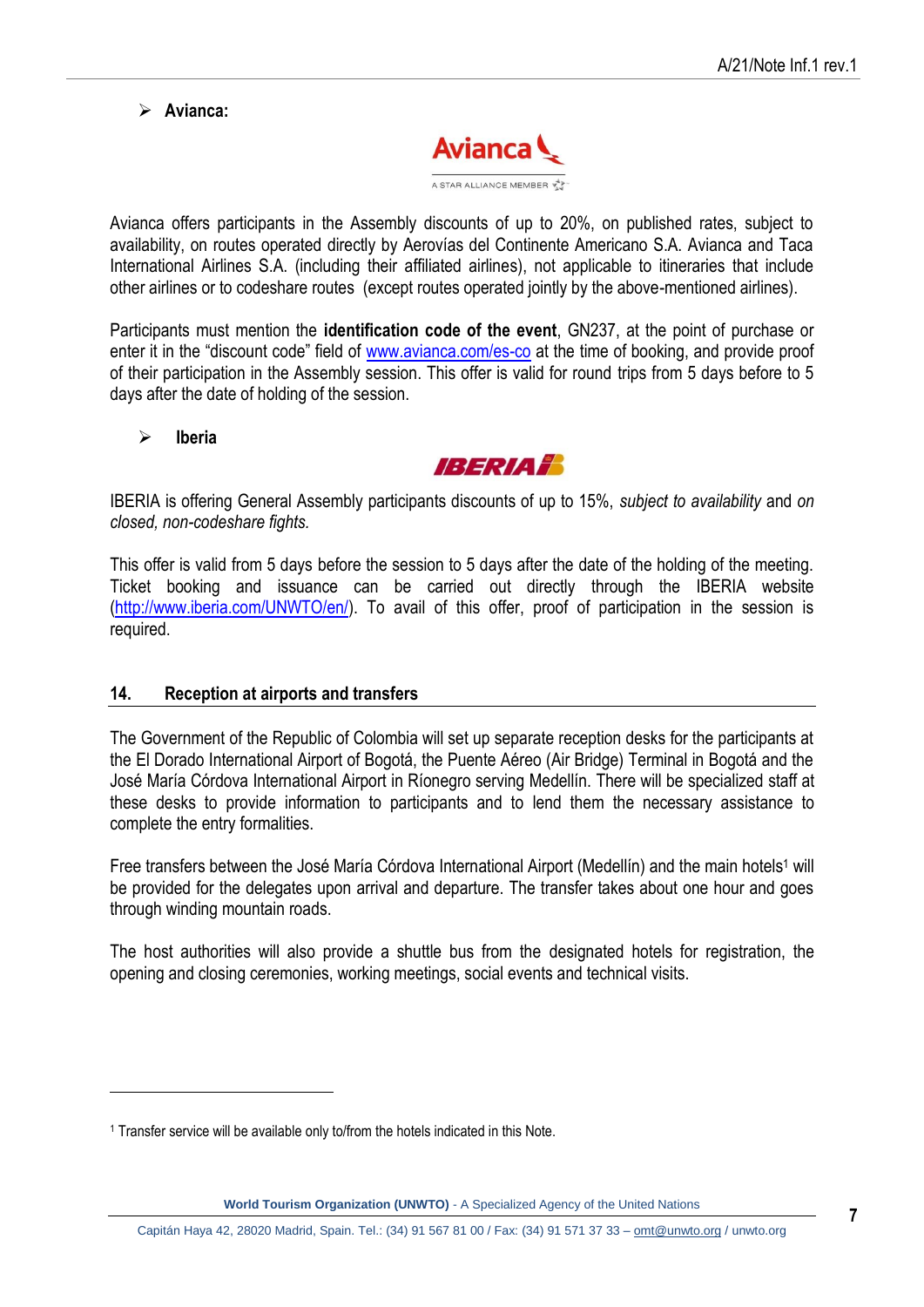- **Avianca:**

Avianca offers participants in the Assembly discounts of up to 20%, on published rates, subject to availability, on routes operated directly by Aerovías del Continente Americano S.A. Avianca and Taca International Airlines S.A. (including their affiliated airlines), not applicable to itineraries that include other airlines or to codeshare routes (except routes operated jointly by the above-mentioned airlines).

Participants must mention the **identification code of the event**, GN237, at the point of purchase or enter it in the "discount code" field of [www.avianca.com/es-co](http://www.avianca.com/es-co) at the time of booking, and provide proof of their participation in the Assembly session. This offer is valid for round trips from 5 days before to 5 days after the date of holding of the session.

- **Iberia**

IBERIA is offering General Assembly participants discounts of up to 15%, *subject to availability* and *on closed, non-codeshare fights.*

This offer is valid from 5 days before the session to 5 days after the date of the holding of the meeting. Ticket booking and issuance can be carried out directly through the IBERIA website ([http://www.iberia.com/UNWTO/en/](http://www.iberia.com/UNWTO/en/)). To avail of this offer, proof of participation in the session is required.

## 14. Reception at airports and transfers

The Government of the Republic of Colombia will set up separate reception desks for the participants at the El Dorado International Airport of Bogotá, the Puente Aéreo (Air Bridge) Terminal in Bogotá and the José María Córdova International Airport in Ríonegro serving Medellín. There will be specialized staff at these desks to provide information to participants and to lend them the necessary assistance to complete the entry formalities.

Free transfers between the José María Córdova International Airport (Medellín) and the main hotels[1] will be provided for the delegates upon arrival and departure. The transfer takes about one hour and goes through winding mountain roads.

The host authorities will also provide a shuttle bus from the designated hotels for registration, the opening and closing ceremonies, working meetings, social events and technical visits.

[1] Transfer service will be available only to/from the hotels indicated in this Note.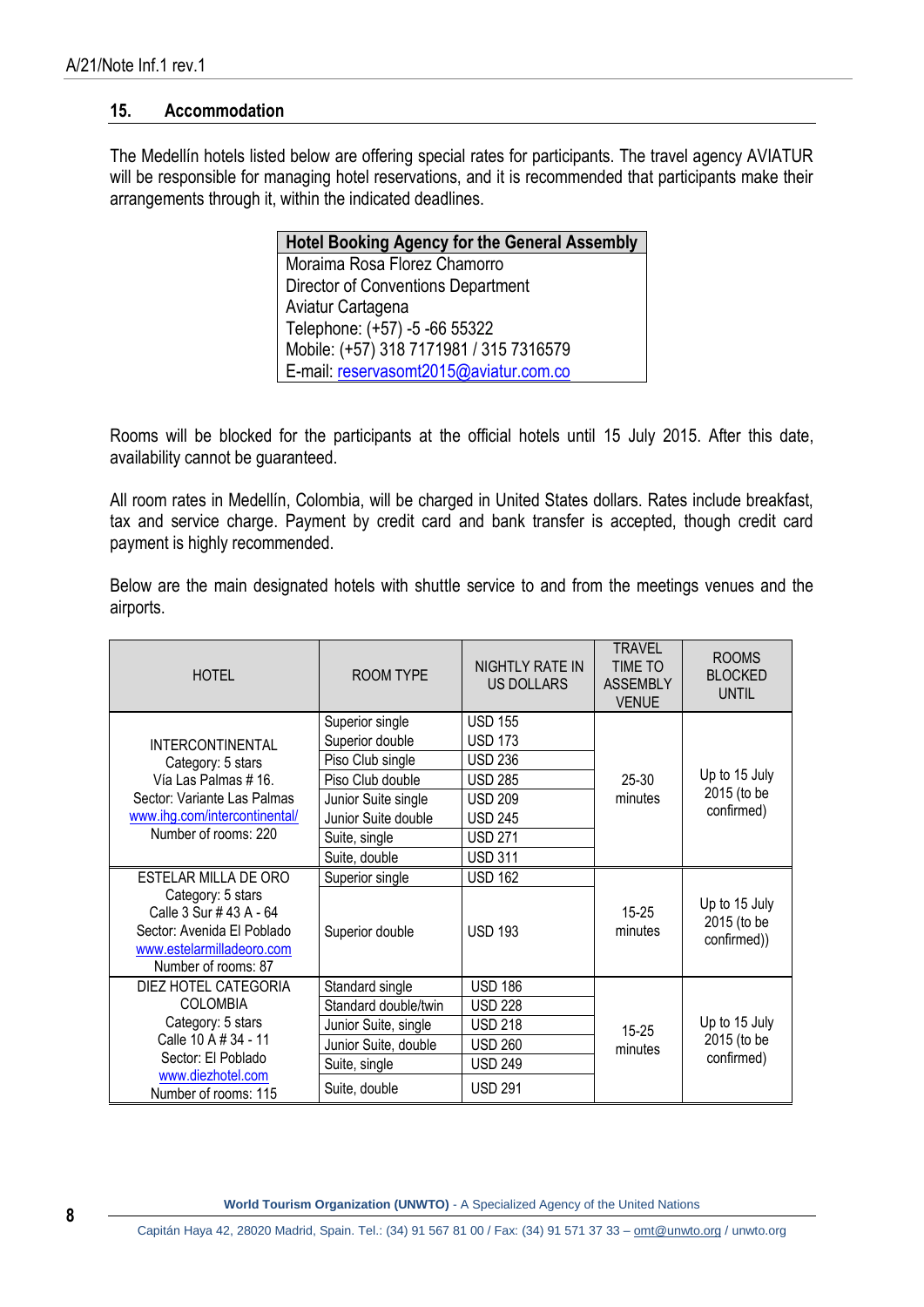## 15. Accommodation

The Medellín hotels listed below are offering special rates for participants. The travel agency AVIATUR will be responsible for managing hotel reservations, and it is recommended that participants make their arrangements through it, within the indicated deadlines.

| Hotel Booking Agency for the General Assembly |
|---|
| Moraima Rosa Florez Chamorro |
| Director of Conventions Department |
| Aviatur Cartagena |
| Telephone: (+57) -5 -66 55322 |
| Mobile: (+57) 318 7171981 / 315 7316579 |
| E-mail: reservasomt2015@aviatur.com.co |

Rooms will be blocked for the participants at the official hotels until 15 July 2015. After this date, availability cannot be guaranteed.

All room rates in Medellín, Colombia, will be charged in United States dollars. Rates include breakfast, tax and service charge. Payment by credit card and bank transfer is accepted, though credit card payment is highly recommended.

Below are the main designated hotels with shuttle service to and from the meetings venues and the airports.

| HOTEL | ROOM TYPE | NIGHTLY RATE IN US DOLLARS | TRAVEL TIME TO ASSEMBLY VENUE | ROOMS BLOCKED UNTIL |
|---|---|---|---|---|
| INTERCONTINENTAL<br>Category: 5 stars<br>Vía Las Palmas # 16.<br>Sector: Variante Las Palmas<br>www.ihg.com/intercontinental/<br>Number of rooms: 220 | Superior single | USD 155 | 25-30 minutes | Up to 15 July 2015 (to be confirmed) |
| | Superior double | USD 173 | | |
| | Piso Club single | USD 236 | | |
| | Piso Club double | USD 285 | | |
| | Junior Suite single | USD 209 | | |
| | Junior Suite double | USD 245 | | |
| | Suite, single | USD 271 | | |
| | Suite, double | USD 311 | | |
| ESTELAR MILLA DE ORO<br>Category: 5 stars<br>Calle 3 Sur # 43 A - 64<br>Sector: Avenida El Poblado<br>www.estelarmilladeoro.com<br>Number of rooms: 87 | Superior single | USD 162 | 15-25 minutes | Up to 15 July 2015 (to be confirmed)) |
| | Superior double | USD 193 | | |
| DIEZ HOTEL CATEGORIA COLOMBIA<br>Category: 5 stars<br>Calle 10 A # 34 - 11<br>Sector: El Poblado<br>www.diezhotel.com<br>Number of rooms: 115 | Standard single | USD 186 | 15-25 minutes | Up to 15 July 2015 (to be confirmed) |
| | Standard double/twin | USD 228 | | |
| | Junior Suite, single | USD 218 | | |
| | Junior Suite, double | USD 260 | | |
| | Suite, single | USD 249 | | |
| | Suite, double | USD 291 | | |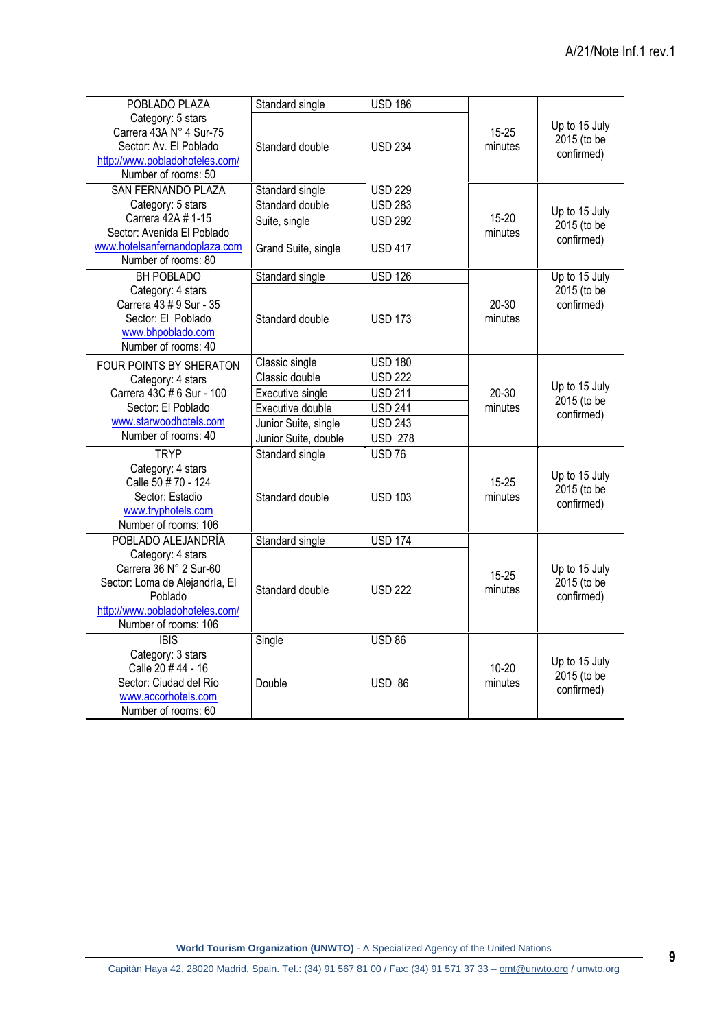| Hotel | Room type | Rate | Distance | Deadline |
|---|---|---|---|---|
| POBLADO PLAZA<br>Category: 5 stars<br>Carrera 43A N° 4 Sur-75<br>Sector: Av. El Poblado<br>http://www.pobladohoteles.com/<br>Number of rooms: 50 | Standard single | USD 186 | 15-25 minutes | Up to 15 July 2015 (to be confirmed) |
| | Standard double | USD 234 | | |
| SAN FERNANDO PLAZA<br>Category: 5 stars<br>Carrera 42A # 1-15<br>Sector: Avenida El Poblado<br>www.hotelsanfernandoplaza.com<br>Number of rooms: 80 | Standard single | USD 229 | 15-20 minutes | Up to 15 July 2015 (to be confirmed) |
| | Standard double | USD 283 | | |
| | Suite, single | USD 292 | | |
| | Grand Suite, single | USD 417 | | |
| BH POBLADO<br>Category: 4 stars<br>Carrera 43 # 9 Sur - 35<br>Sector: El Poblado<br>www.bhpoblado.com<br>Number of rooms: 40 | Standard single | USD 126 | 20-30 minutes | Up to 15 July 2015 (to be confirmed) |
| | Standard double | USD 173 | | |
| FOUR POINTS BY SHERATON<br>Category: 4 stars<br>Carrera 43C # 6 Sur - 100<br>Sector: El Poblado<br>www.starwoodhotels.com<br>Number of rooms: 40 | Classic single | USD 180 | 20-30 minutes | Up to 15 July 2015 (to be confirmed) |
| | Classic double | USD 222 | | |
| | Executive single | USD 211 | | |
| | Executive double | USD 241 | | |
| | Junior Suite, single | USD 243 | | |
| | Junior Suite, double | USD 278 | | |
| TRYP<br>Category: 4 stars<br>Calle 50 # 70 - 124<br>Sector: Estadio<br>www.tryphotels.com<br>Number of rooms: 106 | Standard single | USD 76 | 15-25 minutes | Up to 15 July 2015 (to be confirmed) |
| | Standard double | USD 103 | | |
| POBLADO ALEJANDRÍA<br>Category: 4 stars<br>Carrera 36 N° 2 Sur-60<br>Sector: Loma de Alejandría, El Poblado<br>http://www.pobladohoteles.com/<br>Number of rooms: 106 | Standard single | USD 174 | 15-25 minutes | Up to 15 July 2015 (to be confirmed) |
| | Standard double | USD 222 | | |
| IBIS<br>Category: 3 stars<br>Calle 20 # 44 - 16<br>Sector: Ciudad del Río<br>www.accorhotels.com<br>Number of rooms: 60 | Single | USD 86 | 10-20 minutes | Up to 15 July 2015 (to be confirmed) |
| | Double | USD 86 | | |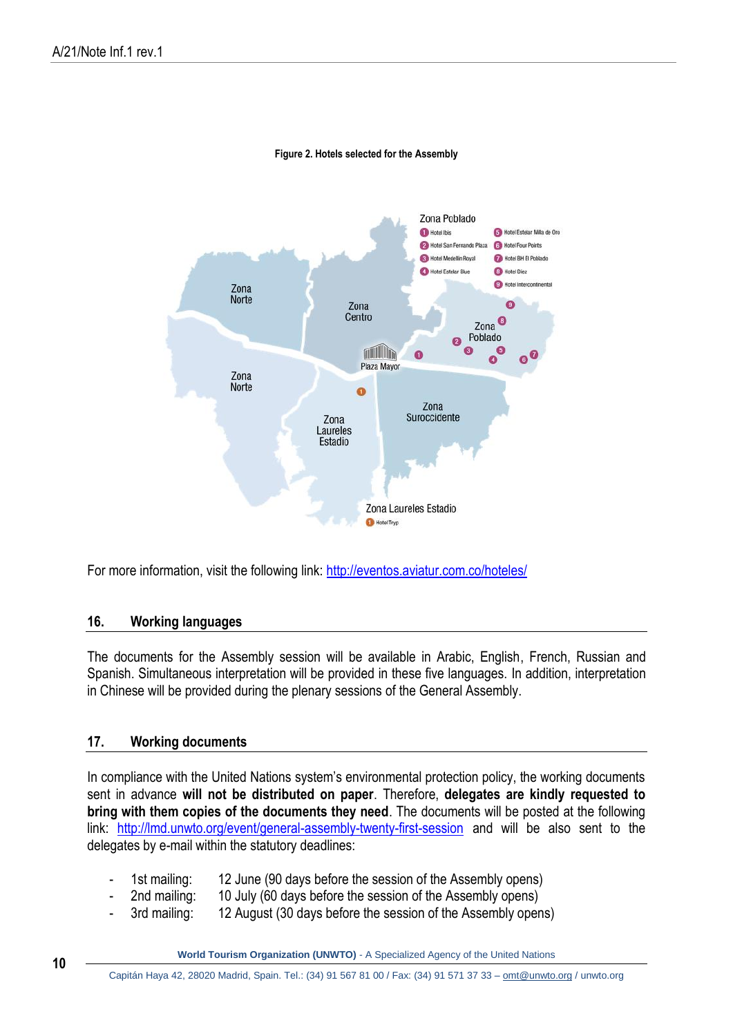**Figure 2. Hotels selected for the Assembly**

Zona Poblado
1 Hotel Ibis
2 Hotel San Fernando Plaza
3 Hotel Medellin Royal
4 Hotel Estelar Blue
5 Hotel Estelar Milla de Oro
6 Hotel Four Points
7 Hotel BH El Poblado
8 Hotel Diez
9 Hotel Intercontinental

Zona Norte
Zona Centro
Zona Poblado
Plaza Mayor
Zona Norte
Zona Laureles Estadio
Zona Suroccidente

Zona Laureles Estadio
1 Hotel Tryp

For more information, visit the following link: http://eventos.aviatur.com.co/hoteles/

## 16. Working languages

The documents for the Assembly session will be available in Arabic, English, French, Russian and Spanish. Simultaneous interpretation will be provided in these five languages. In addition, interpretation in Chinese will be provided during the plenary sessions of the General Assembly.

## 17. Working documents

In compliance with the United Nations system's environmental protection policy, the working documents sent in advance **will not be distributed on paper**. Therefore, **delegates are kindly requested to bring with them copies of the documents they need**. The documents will be posted at the following link: http://lmd.unwto.org/event/general-assembly-twenty-first-session and will be also sent to the delegates by e-mail within the statutory deadlines:

- 1st mailing: 12 June (90 days before the session of the Assembly opens)
- 2nd mailing: 10 July (60 days before the session of the Assembly opens)
- 3rd mailing: 12 August (30 days before the session of the Assembly opens)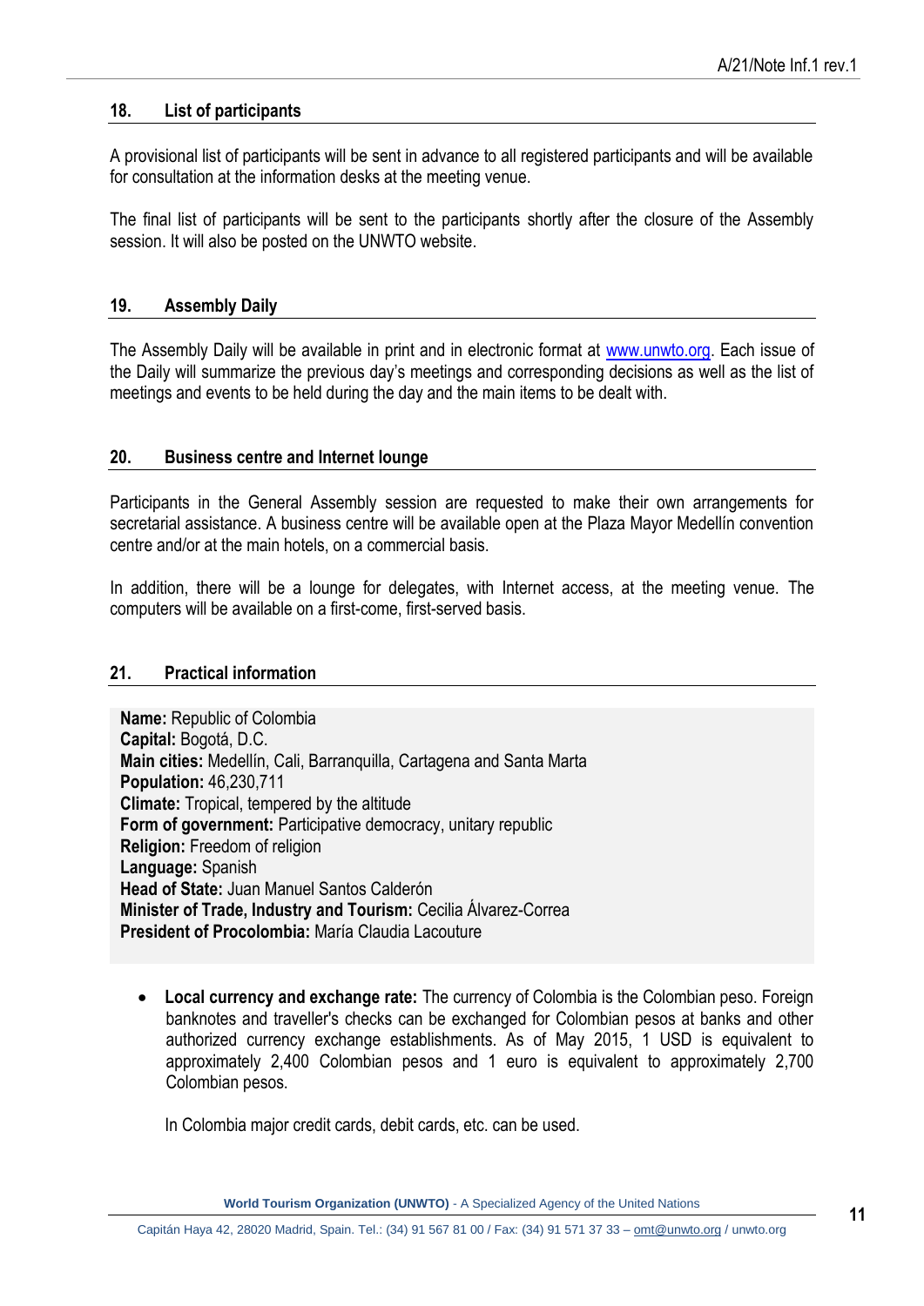## 18. List of participants

A provisional list of participants will be sent in advance to all registered participants and will be available for consultation at the information desks at the meeting venue.

The final list of participants will be sent to the participants shortly after the closure of the Assembly session. It will also be posted on the UNWTO website.

## 19. Assembly Daily

The Assembly Daily will be available in print and in electronic format at www.unwto.org. Each issue of the Daily will summarize the previous day's meetings and corresponding decisions as well as the list of meetings and events to be held during the day and the main items to be dealt with.

## 20. Business centre and Internet lounge

Participants in the General Assembly session are requested to make their own arrangements for secretarial assistance. A business centre will be available open at the Plaza Mayor Medellín convention centre and/or at the main hotels, on a commercial basis.

In addition, there will be a lounge for delegates, with Internet access, at the meeting venue. The computers will be available on a first-come, first-served basis.

## 21. Practical information

**Name:** Republic of Colombia
**Capital:** Bogotá, D.C.
**Main cities:** Medellín, Cali, Barranquilla, Cartagena and Santa Marta
**Population:** 46,230,711
**Climate:** Tropical, tempered by the altitude
**Form of government:** Participative democracy, unitary republic
**Religion:** Freedom of religion
**Language:** Spanish
**Head of State:** Juan Manuel Santos Calderón
**Minister of Trade, Industry and Tourism:** Cecilia Álvarez-Correa
**President of Procolombia:** María Claudia Lacouture

- **Local currency and exchange rate:** The currency of Colombia is the Colombian peso. Foreign banknotes and traveller's checks can be exchanged for Colombian pesos at banks and other authorized currency exchange establishments. As of May 2015, 1 USD is equivalent to approximately 2,400 Colombian pesos and 1 euro is equivalent to approximately 2,700 Colombian pesos.

  In Colombia major credit cards, debit cards, etc. can be used.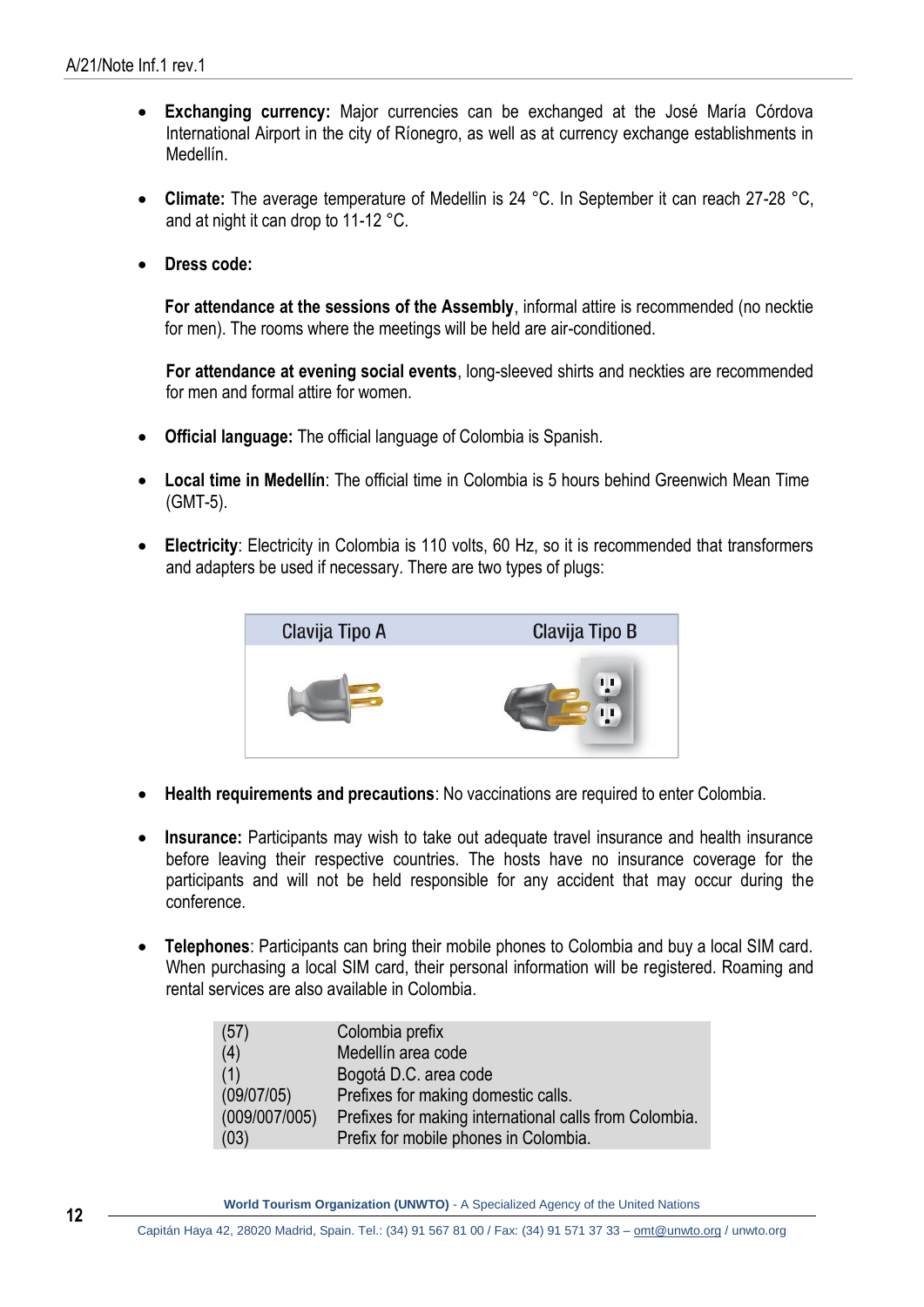- **Exchanging currency:** Major currencies can be exchanged at the José María Córdova International Airport in the city of Ríonegro, as well as at currency exchange establishments in Medellín.

- **Climate:** The average temperature of Medellin is 24 °C. In September it can reach 27-28 °C, and at night it can drop to 11-12 °C.

- **Dress code:**

  **For attendance at the sessions of the Assembly**, informal attire is recommended (no necktie for men). The rooms where the meetings will be held are air-conditioned.

  **For attendance at evening social events**, long-sleeved shirts and neckties are recommended for men and formal attire for women.

- **Official language:** The official language of Colombia is Spanish.

- **Local time in Medellín**: The official time in Colombia is 5 hours behind Greenwich Mean Time (GMT-5).

- **Electricity**: Electricity in Colombia is 110 volts, 60 Hz, so it is recommended that transformers and adapters be used if necessary. There are two types of plugs:

Clavija Tipo A

Clavija Tipo B

- **Health requirements and precautions**: No vaccinations are required to enter Colombia.

- **Insurance:** Participants may wish to take out adequate travel insurance and health insurance before leaving their respective countries. The hosts have no insurance coverage for the participants and will not be held responsible for any accident that may occur during the conference.

- **Telephones**: Participants can bring their mobile phones to Colombia and buy a local SIM card. When purchasing a local SIM card, their personal information will be registered. Roaming and rental services are also available in Colombia.

| | |
|---|---|
| (57) | Colombia prefix |
| (4) | Medellín area code |
| (1) | Bogotá D.C. area code |
| (09/07/05) | Prefixes for making domestic calls. |
| (009/007/005) | Prefixes for making international calls from Colombia. |
| (03) | Prefix for mobile phones in Colombia. |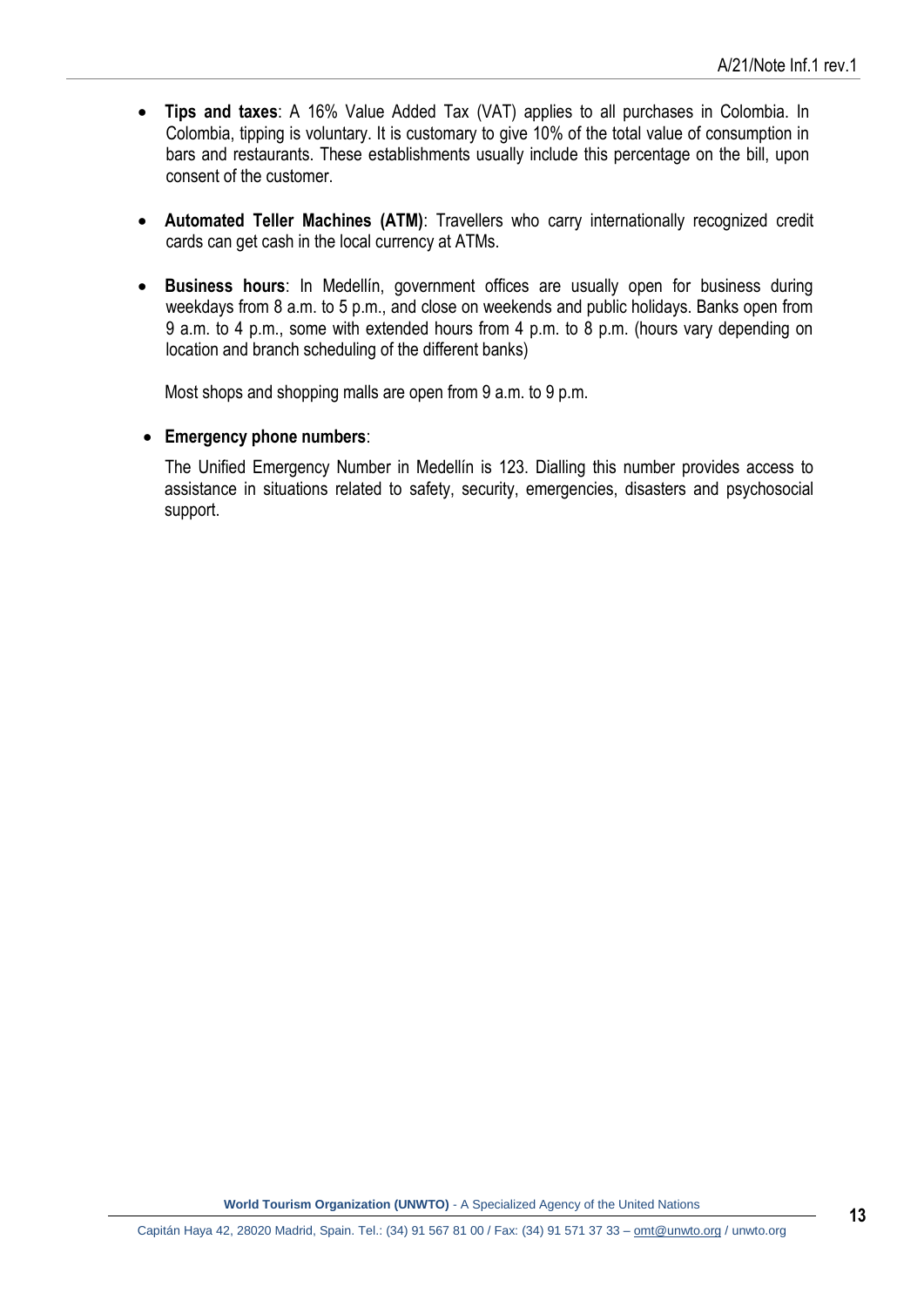- **Tips and taxes**: A 16% Value Added Tax (VAT) applies to all purchases in Colombia. In Colombia, tipping is voluntary. It is customary to give 10% of the total value of consumption in bars and restaurants. These establishments usually include this percentage on the bill, upon consent of the customer.

- **Automated Teller Machines (ATM)**: Travellers who carry internationally recognized credit cards can get cash in the local currency at ATMs.

- **Business hours**: In Medellín, government offices are usually open for business during weekdays from 8 a.m. to 5 p.m., and close on weekends and public holidays. Banks open from 9 a.m. to 4 p.m., some with extended hours from 4 p.m. to 8 p.m. (hours vary depending on location and branch scheduling of the different banks)

  Most shops and shopping malls are open from 9 a.m. to 9 p.m.

- **Emergency phone numbers**:

  The Unified Emergency Number in Medellín is 123. Dialling this number provides access to assistance in situations related to safety, security, emergencies, disasters and psychosocial support.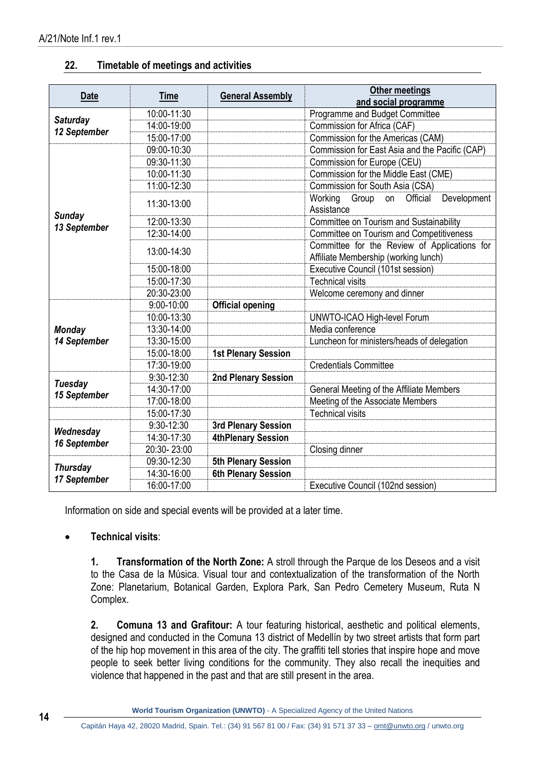## 22. Timetable of meetings and activities

| Date | Time | General Assembly | Other meetings and social programme |
|---|---|---|---|
| ***Saturday 12 September*** | 10:00-11:30 | | Programme and Budget Committee |
| | 14:00-19:00 | | Commission for Africa (CAF) |
| | 15:00-17:00 | | Commission for the Americas (CAM) |
| ***Sunday 13 September*** | 09:00-10:30 | | Commission for East Asia and the Pacific (CAP) |
| | 09:30-11:30 | | Commission for Europe (CEU) |
| | 10:00-11:30 | | Commission for the Middle East (CME) |
| | 11:00-12:30 | | Commission for South Asia (CSA) |
| | 11:30-13:00 | | Working Group on Official Development Assistance |
| | 12:00-13:30 | | Committee on Tourism and Sustainability |
| | 12:30-14:00 | | Committee on Tourism and Competitiveness |
| | 13:00-14:30 | | Committee for the Review of Applications for Affiliate Membership (working lunch) |
| | 15:00-18:00 | | Executive Council (101st session) |
| | 15:00-17:30 | | Technical visits |
| | 20:30-23:00 | | Welcome ceremony and dinner |
| ***Monday 14 September*** | 9:00-10:00 | **Official opening** | |
| | 10:00-13:30 | | UNWTO-ICAO High-level Forum |
| | 13:30-14:00 | | Media conference |
| | 13:30-15:00 | | Luncheon for ministers/heads of delegation |
| | 15:00-18:00 | **1st Plenary Session** | |
| | 17:30-19:00 | | Credentials Committee |
| ***Tuesday 15 September*** | 9:30-12:30 | **2nd Plenary Session** | |
| | 14:30-17:00 | | General Meeting of the Affiliate Members |
| | 17:00-18:00 | | Meeting of the Associate Members |
| | 15:00-17:30 | | Technical visits |
| ***Wednesday 16 September*** | 9:30-12:30 | **3rd Plenary Session** | |
| | 14:30-17:30 | **4thPlenary Session** | |
| | 20:30- 23:00 | | Closing dinner |
| ***Thursday 17 September*** | 09:30-12:30 | **5th Plenary Session** | |
| | 14:30-16:00 | **6th Plenary Session** | |
| | 16:00-17:00 | | Executive Council (102nd session) |

Information on side and special events will be provided at a later time.

- **Technical visits**:

  **1. Transformation of the North Zone:** A stroll through the Parque de los Deseos and a visit to the Casa de la Música. Visual tour and contextualization of the transformation of the North Zone: Planetarium, Botanical Garden, Explora Park, San Pedro Cemetery Museum, Ruta N Complex.

  **2. Comuna 13 and Grafitour:** A tour featuring historical, aesthetic and political elements, designed and conducted in the Comuna 13 district of Medellín by two street artists that form part of the hip hop movement in this area of the city. The graffiti tell stories that inspire hope and move people to seek better living conditions for the community. They also recall the inequities and violence that happened in the past and that are still present in the area.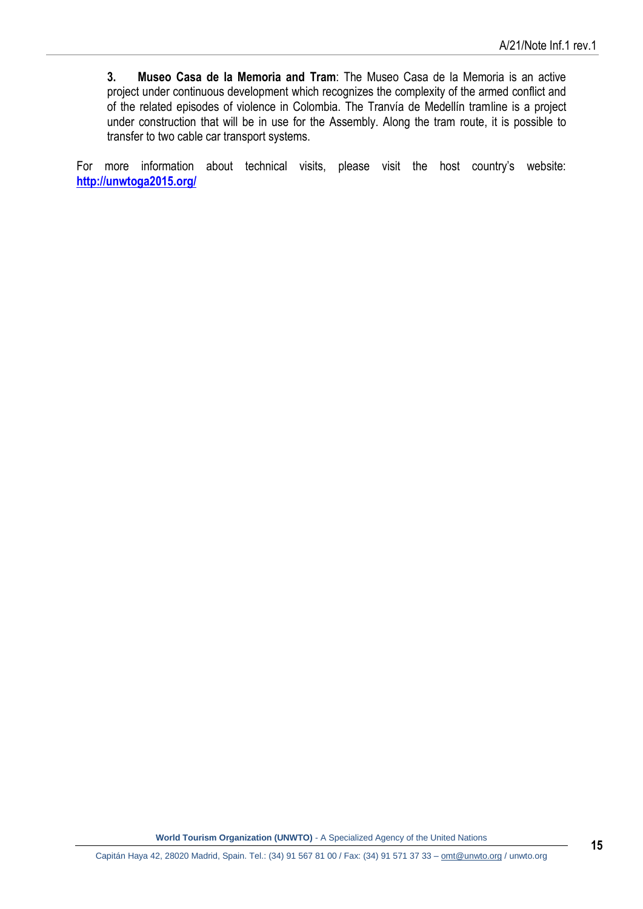3. **Museo Casa de la Memoria and Tram**: The Museo Casa de la Memoria is an active project under continuous development which recognizes the complexity of the armed conflict and of the related episodes of violence in Colombia. The Tranvía de Medellín tramline is a project under construction that will be in use for the Assembly. Along the tram route, it is possible to transfer to two cable car transport systems.

For more information about technical visits, please visit the host country's website: **http://unwtoga2015.org/**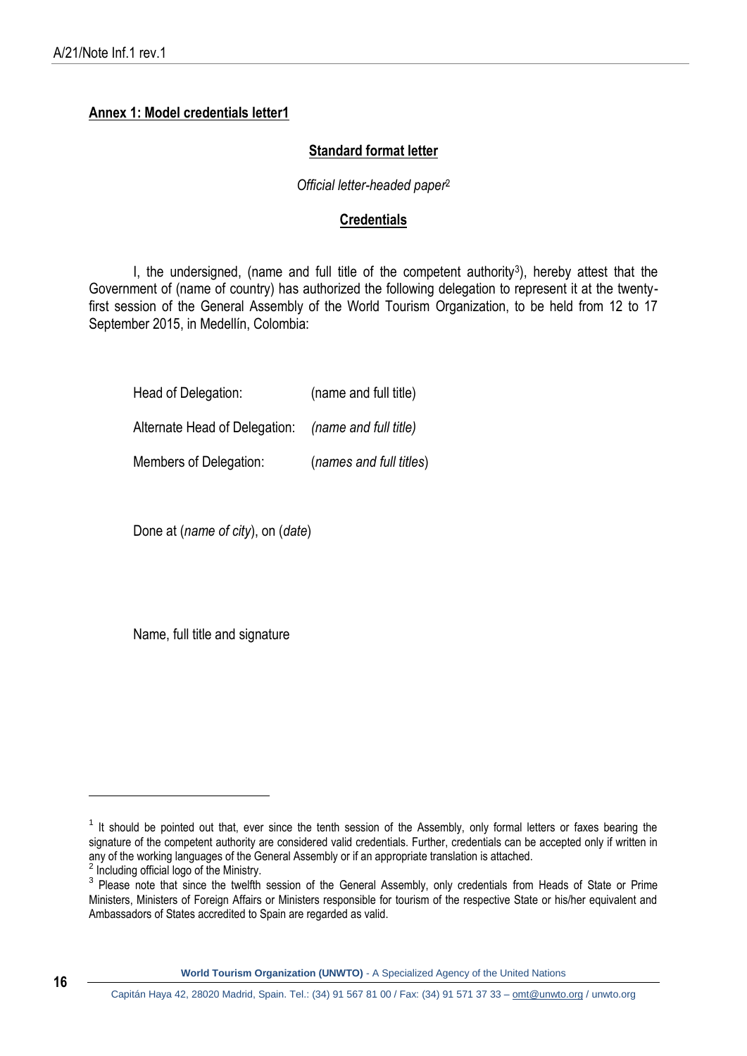## Annex 1: Model credentials letter[1]

### Standard format letter

*Official letter-headed paper*[2]

### Credentials

I, the undersigned, (name and full title of the competent authority[3]), hereby attest that the Government of (name of country) has authorized the following delegation to represent it at the twenty-first session of the General Assembly of the World Tourism Organization, to be held from 12 to 17 September 2015, in Medellín, Colombia:

Head of Delegation: (name and full title)

Alternate Head of Delegation: *(name and full title)*

Members of Delegation: (*names and full titles*)

Done at (*name of city*), on (*date*)

Name, full title and signature

---

[1] It should be pointed out that, ever since the tenth session of the Assembly, only formal letters or faxes bearing the signature of the competent authority are considered valid credentials. Further, credentials can be accepted only if written in any of the working languages of the General Assembly or if an appropriate translation is attached.

[2] Including official logo of the Ministry.

[3] Please note that since the twelfth session of the General Assembly, only credentials from Heads of State or Prime Ministers, Ministers of Foreign Affairs or Ministers responsible for tourism of the respective State or his/her equivalent and Ambassadors of States accredited to Spain are regarded as valid.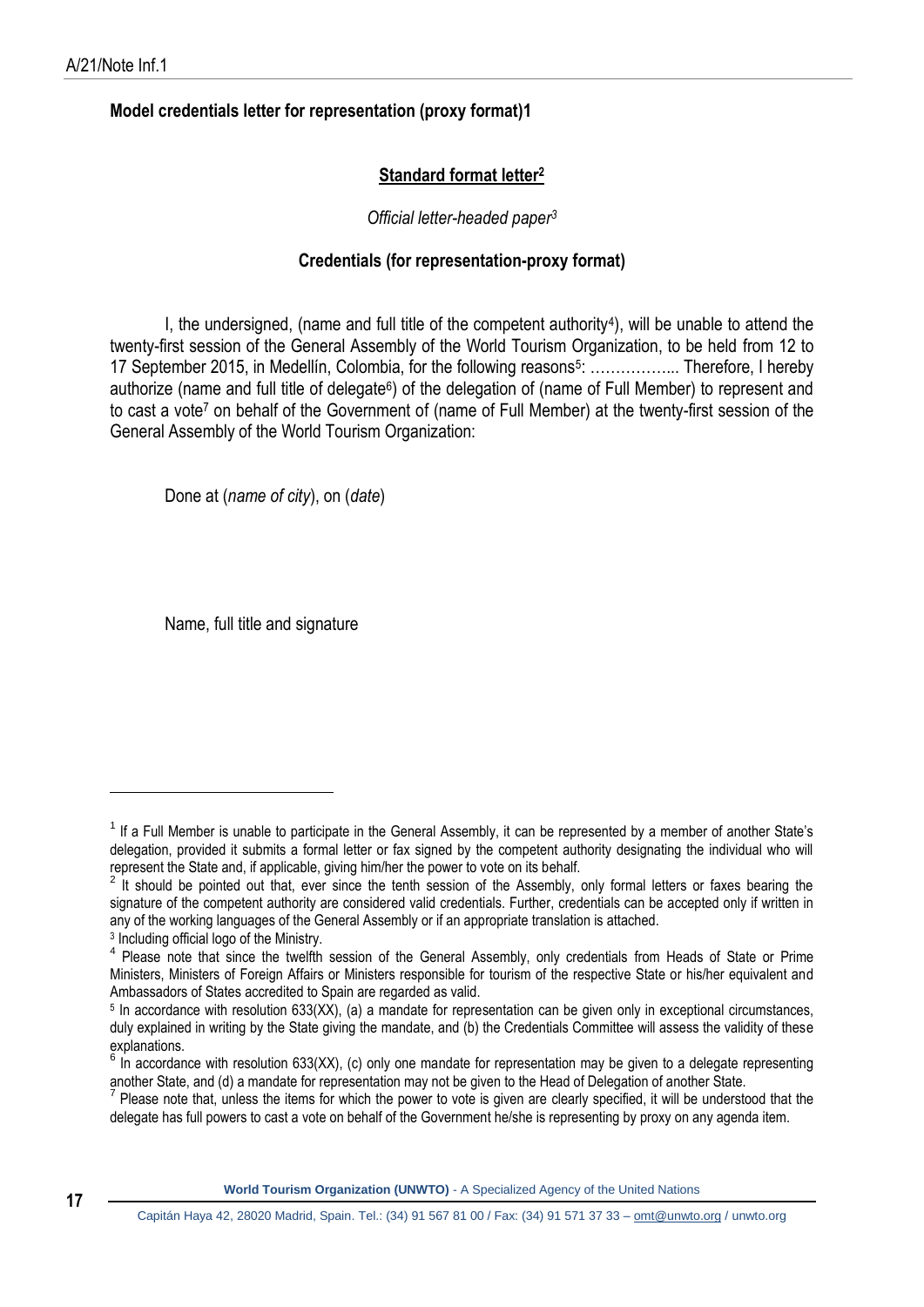## Model credentials letter for representation (proxy format)[1]

### Standard format letter[2]

*Official letter-headed paper[3]*

**Credentials (for representation-proxy format)**

I, the undersigned, (name and full title of the competent authority[4]), will be unable to attend the twenty-first session of the General Assembly of the World Tourism Organization, to be held from 12 to 17 September 2015, in Medellín, Colombia, for the following reasons[5]: ……………... Therefore, I hereby authorize (name and full title of delegate[6]) of the delegation of (name of Full Member) to represent and to cast a vote[7] on behalf of the Government of (name of Full Member) at the twenty-first session of the General Assembly of the World Tourism Organization:

Done at (*name of city*), on (*date*)

Name, full title and signature

---

[1] If a Full Member is unable to participate in the General Assembly, it can be represented by a member of another State's delegation, provided it submits a formal letter or fax signed by the competent authority designating the individual who will represent the State and, if applicable, giving him/her the power to vote on its behalf.

[2] It should be pointed out that, ever since the tenth session of the Assembly, only formal letters or faxes bearing the signature of the competent authority are considered valid credentials. Further, credentials can be accepted only if written in any of the working languages of the General Assembly or if an appropriate translation is attached.

[3] Including official logo of the Ministry.

[4] Please note that since the twelfth session of the General Assembly, only credentials from Heads of State or Prime Ministers, Ministers of Foreign Affairs or Ministers responsible for tourism of the respective State or his/her equivalent and Ambassadors of States accredited to Spain are regarded as valid.

[5] In accordance with resolution 633(XX), (a) a mandate for representation can be given only in exceptional circumstances, duly explained in writing by the State giving the mandate, and (b) the Credentials Committee will assess the validity of these explanations.

[6] In accordance with resolution 633(XX), (c) only one mandate for representation may be given to a delegate representing another State, and (d) a mandate for representation may not be given to the Head of Delegation of another State.

[7] Please note that, unless the items for which the power to vote is given are clearly specified, it will be understood that the delegate has full powers to cast a vote on behalf of the Government he/she is representing by proxy on any agenda item.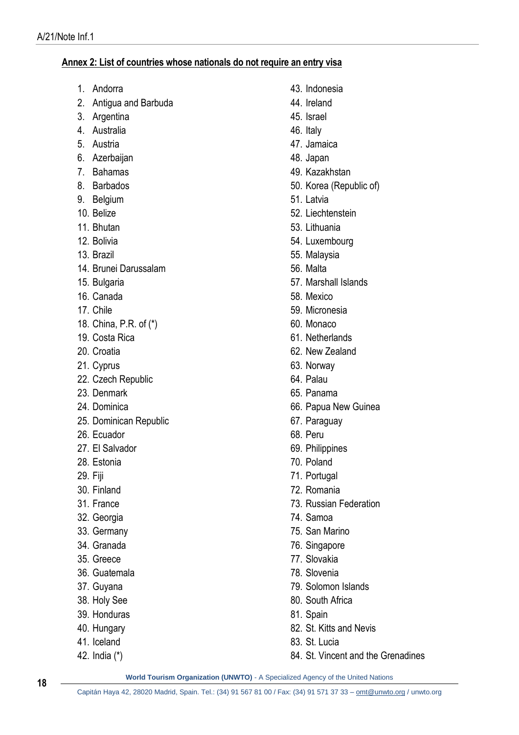## Annex 2: List of countries whose nationals do not require an entry visa

1. Andorra
2. Antigua and Barbuda
3. Argentina
4. Australia
5. Austria
6. Azerbaijan
7. Bahamas
8. Barbados
9. Belgium
10. Belize
11. Bhutan
12. Bolivia
13. Brazil
14. Brunei Darussalam
15. Bulgaria
16. Canada
17. Chile
18. China, P.R. of (*)
19. Costa Rica
20. Croatia
21. Cyprus
22. Czech Republic
23. Denmark
24. Dominica
25. Dominican Republic
26. Ecuador
27. El Salvador
28. Estonia
29. Fiji
30. Finland
31. France
32. Georgia
33. Germany
34. Granada
35. Greece
36. Guatemala
37. Guyana
38. Holy See
39. Honduras
40. Hungary
41. Iceland
42. India (*)
43. Indonesia
44. Ireland
45. Israel
46. Italy
47. Jamaica
48. Japan
49. Kazakhstan
50. Korea (Republic of)
51. Latvia
52. Liechtenstein
53. Lithuania
54. Luxembourg
55. Malaysia
56. Malta
57. Marshall Islands
58. Mexico
59. Micronesia
60. Monaco
61. Netherlands
62. New Zealand
63. Norway
64. Palau
65. Panama
66. Papua New Guinea
67. Paraguay
68. Peru
69. Philippines
70. Poland
71. Portugal
72. Romania
73. Russian Federation
74. Samoa
75. San Marino
76. Singapore
77. Slovakia
78. Slovenia
79. Solomon Islands
80. South Africa
81. Spain
82. St. Kitts and Nevis
83. St. Lucia
84. St. Vincent and the Grenadines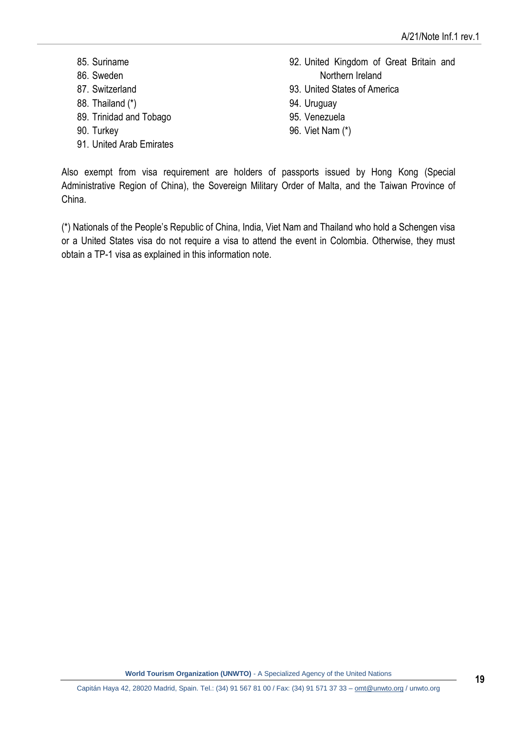85. Suriname
86. Sweden
87. Switzerland
88. Thailand (*)
89. Trinidad and Tobago
90. Turkey
91. United Arab Emirates
92. United Kingdom of Great Britain and Northern Ireland
93. United States of America
94. Uruguay
95. Venezuela
96. Viet Nam (*)

Also exempt from visa requirement are holders of passports issued by Hong Kong (Special Administrative Region of China), the Sovereign Military Order of Malta, and the Taiwan Province of China.

(*) Nationals of the People's Republic of China, India, Viet Nam and Thailand who hold a Schengen visa or a United States visa do not require a visa to attend the event in Colombia. Otherwise, they must obtain a TP-1 visa as explained in this information note.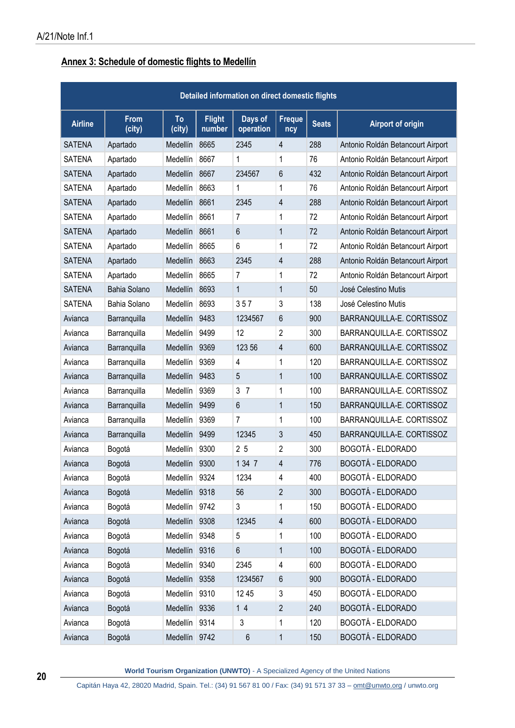## Annex 3: Schedule of domestic flights to Medellín

| Detailed information on direct domestic flights | | | | | | | |
|---|---|---|---|---|---|---|---|
| Airline | From (city) | To (city) | Flight number | Days of operation | Frequency | Seats | Airport of origin |
| SATENA | Apartado | Medellín | 8665 | 2345 | 4 | 288 | Antonio Roldán Betancourt Airport |
| SATENA | Apartado | Medellín | 8667 | 1 | 1 | 76 | Antonio Roldán Betancourt Airport |
| SATENA | Apartado | Medellín | 8667 | 234567 | 6 | 432 | Antonio Roldán Betancourt Airport |
| SATENA | Apartado | Medellín | 8663 | 1 | 1 | 76 | Antonio Roldán Betancourt Airport |
| SATENA | Apartado | Medellín | 8661 | 2345 | 4 | 288 | Antonio Roldán Betancourt Airport |
| SATENA | Apartado | Medellín | 8661 | 7 | 1 | 72 | Antonio Roldán Betancourt Airport |
| SATENA | Apartado | Medellín | 8661 | 6 | 1 | 72 | Antonio Roldán Betancourt Airport |
| SATENA | Apartado | Medellín | 8665 | 6 | 1 | 72 | Antonio Roldán Betancourt Airport |
| SATENA | Apartado | Medellín | 8663 | 2345 | 4 | 288 | Antonio Roldán Betancourt Airport |
| SATENA | Apartado | Medellín | 8665 | 7 | 1 | 72 | Antonio Roldán Betancourt Airport |
| SATENA | Bahia Solano | Medellín | 8693 | 1 | 1 | 50 | José Celestino Mutis |
| SATENA | Bahia Solano | Medellín | 8693 | 3 5 7 | 3 | 138 | José Celestino Mutis |
| Avianca | Barranquilla | Medellín | 9483 | 1234567 | 6 | 900 | BARRANQUILLA-E. CORTISSOZ |
| Avianca | Barranquilla | Medellín | 9499 | 12 | 2 | 300 | BARRANQUILLA-E. CORTISSOZ |
| Avianca | Barranquilla | Medellín | 9369 | 123 56 | 4 | 600 | BARRANQUILLA-E. CORTISSOZ |
| Avianca | Barranquilla | Medellín | 9369 | 4 | 1 | 120 | BARRANQUILLA-E. CORTISSOZ |
| Avianca | Barranquilla | Medellín | 9483 | 5 | 1 | 100 | BARRANQUILLA-E. CORTISSOZ |
| Avianca | Barranquilla | Medellín | 9369 | 3 7 | 1 | 100 | BARRANQUILLA-E. CORTISSOZ |
| Avianca | Barranquilla | Medellín | 9499 | 6 | 1 | 150 | BARRANQUILLA-E. CORTISSOZ |
| Avianca | Barranquilla | Medellín | 9369 | 7 | 1 | 100 | BARRANQUILLA-E. CORTISSOZ |
| Avianca | Barranquilla | Medellín | 9499 | 12345 | 3 | 450 | BARRANQUILLA-E. CORTISSOZ |
| Avianca | Bogotá | Medellín | 9300 | 2 5 | 2 | 300 | BOGOTÁ - ELDORADO |
| Avianca | Bogotá | Medellín | 9300 | 1 34 7 | 4 | 776 | BOGOTÁ - ELDORADO |
| Avianca | Bogotá | Medellín | 9324 | 1234 | 4 | 400 | BOGOTÁ - ELDORADO |
| Avianca | Bogotá | Medellín | 9318 | 56 | 2 | 300 | BOGOTÁ - ELDORADO |
| Avianca | Bogotá | Medellín | 9742 | 3 | 1 | 150 | BOGOTÁ - ELDORADO |
| Avianca | Bogotá | Medellín | 9308 | 12345 | 4 | 600 | BOGOTÁ - ELDORADO |
| Avianca | Bogotá | Medellín | 9348 | 5 | 1 | 100 | BOGOTÁ - ELDORADO |
| Avianca | Bogotá | Medellín | 9316 | 6 | 1 | 100 | BOGOTÁ - ELDORADO |
| Avianca | Bogotá | Medellín | 9340 | 2345 | 4 | 600 | BOGOTÁ - ELDORADO |
| Avianca | Bogotá | Medellín | 9358 | 1234567 | 6 | 900 | BOGOTÁ - ELDORADO |
| Avianca | Bogotá | Medellín | 9310 | 12 45 | 3 | 450 | BOGOTÁ - ELDORADO |
| Avianca | Bogotá | Medellín | 9336 | 1 4 | 2 | 240 | BOGOTÁ - ELDORADO |
| Avianca | Bogotá | Medellín | 9314 | 3 | 1 | 120 | BOGOTÁ - ELDORADO |
| Avianca | Bogotá | Medellín | 9742 | 6 | 1 | 150 | BOGOTÁ - ELDORADO |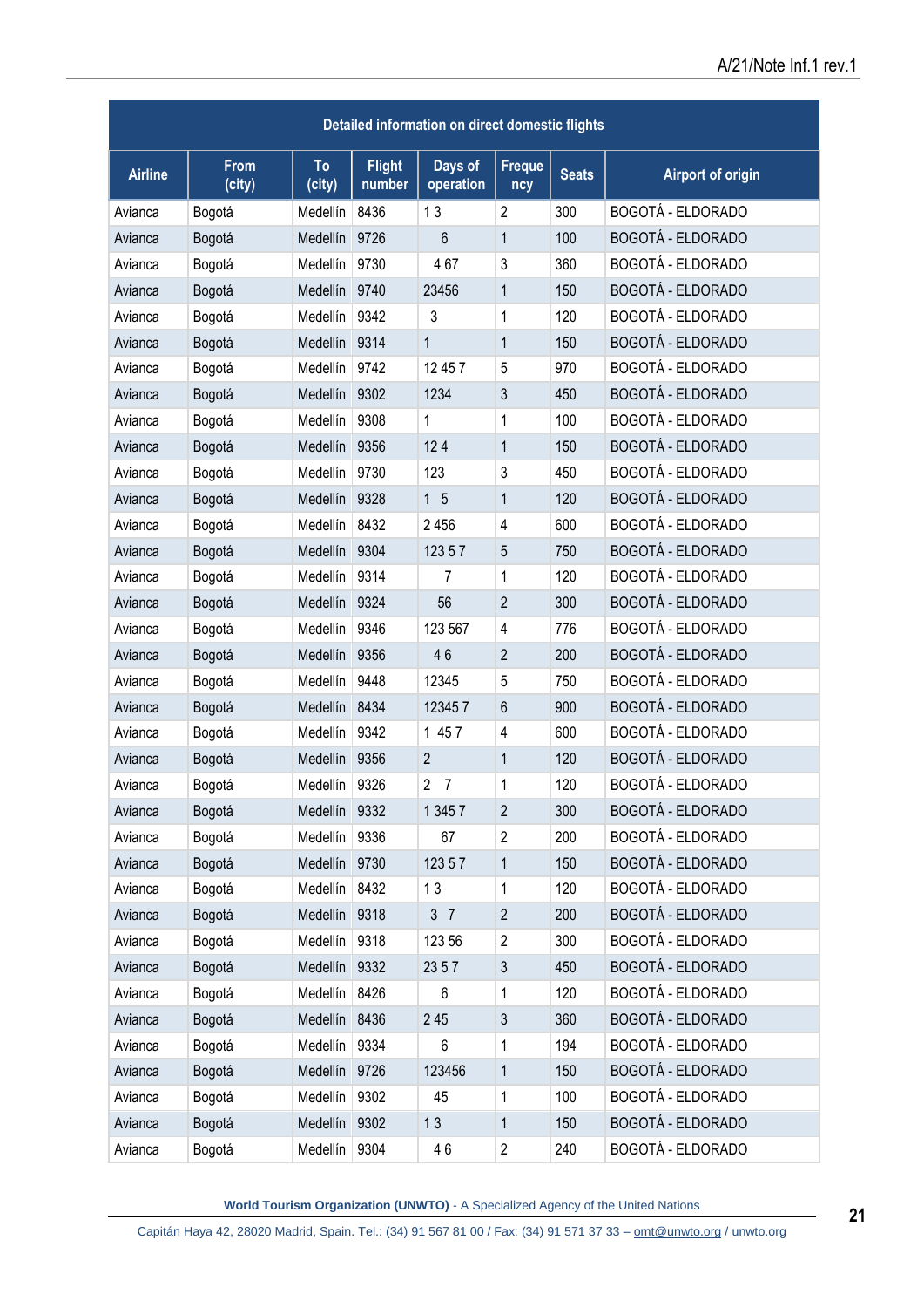| Detailed information on direct domestic flights | | | | | | | |
|---|---|---|---|---|---|---|---|
| Airline | From (city) | To (city) | Flight number | Days of operation | Frequency | Seats | Airport of origin |
| Avianca | Bogotá | Medellín | 8436 | 1 3 | 2 | 300 | BOGOTÁ - ELDORADO |
| Avianca | Bogotá | Medellín | 9726 | 6 | 1 | 100 | BOGOTÁ - ELDORADO |
| Avianca | Bogotá | Medellín | 9730 | 4 67 | 3 | 360 | BOGOTÁ - ELDORADO |
| Avianca | Bogotá | Medellín | 9740 | 23456 | 1 | 150 | BOGOTÁ - ELDORADO |
| Avianca | Bogotá | Medellín | 9342 | 3 | 1 | 120 | BOGOTÁ - ELDORADO |
| Avianca | Bogotá | Medellín | 9314 | 1 | 1 | 150 | BOGOTÁ - ELDORADO |
| Avianca | Bogotá | Medellín | 9742 | 12 45 7 | 5 | 970 | BOGOTÁ - ELDORADO |
| Avianca | Bogotá | Medellín | 9302 | 1234 | 3 | 450 | BOGOTÁ - ELDORADO |
| Avianca | Bogotá | Medellín | 9308 | 1 | 1 | 100 | BOGOTÁ - ELDORADO |
| Avianca | Bogotá | Medellín | 9356 | 12 4 | 1 | 150 | BOGOTÁ - ELDORADO |
| Avianca | Bogotá | Medellín | 9730 | 123 | 3 | 450 | BOGOTÁ - ELDORADO |
| Avianca | Bogotá | Medellín | 9328 | 1 5 | 1 | 120 | BOGOTÁ - ELDORADO |
| Avianca | Bogotá | Medellín | 8432 | 2 456 | 4 | 600 | BOGOTÁ - ELDORADO |
| Avianca | Bogotá | Medellín | 9304 | 123 5 7 | 5 | 750 | BOGOTÁ - ELDORADO |
| Avianca | Bogotá | Medellín | 9314 | 7 | 1 | 120 | BOGOTÁ - ELDORADO |
| Avianca | Bogotá | Medellín | 9324 | 56 | 2 | 300 | BOGOTÁ - ELDORADO |
| Avianca | Bogotá | Medellín | 9346 | 123 567 | 4 | 776 | BOGOTÁ - ELDORADO |
| Avianca | Bogotá | Medellín | 9356 | 4 6 | 2 | 200 | BOGOTÁ - ELDORADO |
| Avianca | Bogotá | Medellín | 9448 | 12345 | 5 | 750 | BOGOTÁ - ELDORADO |
| Avianca | Bogotá | Medellín | 8434 | 12345 7 | 6 | 900 | BOGOTÁ - ELDORADO |
| Avianca | Bogotá | Medellín | 9342 | 1 45 7 | 4 | 600 | BOGOTÁ - ELDORADO |
| Avianca | Bogotá | Medellín | 9356 | 2 | 1 | 120 | BOGOTÁ - ELDORADO |
| Avianca | Bogotá | Medellín | 9326 | 2 7 | 1 | 120 | BOGOTÁ - ELDORADO |
| Avianca | Bogotá | Medellín | 9332 | 1 345 7 | 2 | 300 | BOGOTÁ - ELDORADO |
| Avianca | Bogotá | Medellín | 9336 | 67 | 2 | 200 | BOGOTÁ - ELDORADO |
| Avianca | Bogotá | Medellín | 9730 | 123 5 7 | 1 | 150 | BOGOTÁ - ELDORADO |
| Avianca | Bogotá | Medellín | 8432 | 1 3 | 1 | 120 | BOGOTÁ - ELDORADO |
| Avianca | Bogotá | Medellín | 9318 | 3 7 | 2 | 200 | BOGOTÁ - ELDORADO |
| Avianca | Bogotá | Medellín | 9318 | 123 56 | 2 | 300 | BOGOTÁ - ELDORADO |
| Avianca | Bogotá | Medellín | 9332 | 23 5 7 | 3 | 450 | BOGOTÁ - ELDORADO |
| Avianca | Bogotá | Medellín | 8426 | 6 | 1 | 120 | BOGOTÁ - ELDORADO |
| Avianca | Bogotá | Medellín | 8436 | 2 45 | 3 | 360 | BOGOTÁ - ELDORADO |
| Avianca | Bogotá | Medellín | 9334 | 6 | 1 | 194 | BOGOTÁ - ELDORADO |
| Avianca | Bogotá | Medellín | 9726 | 123456 | 1 | 150 | BOGOTÁ - ELDORADO |
| Avianca | Bogotá | Medellín | 9302 | 45 | 1 | 100 | BOGOTÁ - ELDORADO |
| Avianca | Bogotá | Medellín | 9302 | 1 3 | 1 | 150 | BOGOTÁ - ELDORADO |
| Avianca | Bogotá | Medellín | 9304 | 4 6 | 2 | 240 | BOGOTÁ - ELDORADO |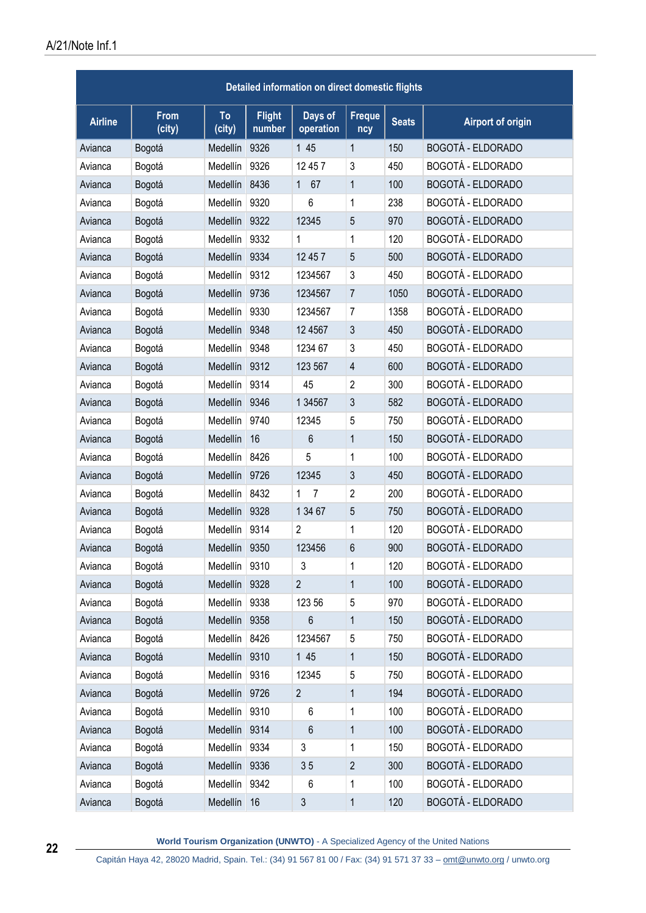| Detailed information on direct domestic flights | | | | | | | |
|---|---|---|---|---|---|---|---|
| Airline | From (city) | To (city) | Flight number | Days of operation | Frequency | Seats | Airport of origin |
| Avianca | Bogotá | Medellín | 9326 | 1 45 | 1 | 150 | BOGOTÁ - ELDORADO |
| Avianca | Bogotá | Medellín | 9326 | 12 45 7 | 3 | 450 | BOGOTÁ - ELDORADO |
| Avianca | Bogotá | Medellín | 8436 | 1 67 | 1 | 100 | BOGOTÁ - ELDORADO |
| Avianca | Bogotá | Medellín | 9320 | 6 | 1 | 238 | BOGOTÁ - ELDORADO |
| Avianca | Bogotá | Medellín | 9322 | 12345 | 5 | 970 | BOGOTÁ - ELDORADO |
| Avianca | Bogotá | Medellín | 9332 | 1 | 1 | 120 | BOGOTÁ - ELDORADO |
| Avianca | Bogotá | Medellín | 9334 | 12 45 7 | 5 | 500 | BOGOTÁ - ELDORADO |
| Avianca | Bogotá | Medellín | 9312 | 1234567 | 3 | 450 | BOGOTÁ - ELDORADO |
| Avianca | Bogotá | Medellín | 9736 | 1234567 | 7 | 1050 | BOGOTÁ - ELDORADO |
| Avianca | Bogotá | Medellín | 9330 | 1234567 | 7 | 1358 | BOGOTÁ - ELDORADO |
| Avianca | Bogotá | Medellín | 9348 | 12 4567 | 3 | 450 | BOGOTÁ - ELDORADO |
| Avianca | Bogotá | Medellín | 9348 | 1234 67 | 3 | 450 | BOGOTÁ - ELDORADO |
| Avianca | Bogotá | Medellín | 9312 | 123 567 | 4 | 600 | BOGOTÁ - ELDORADO |
| Avianca | Bogotá | Medellín | 9314 | 45 | 2 | 300 | BOGOTÁ - ELDORADO |
| Avianca | Bogotá | Medellín | 9346 | 1 34567 | 3 | 582 | BOGOTÁ - ELDORADO |
| Avianca | Bogotá | Medellín | 9740 | 12345 | 5 | 750 | BOGOTÁ - ELDORADO |
| Avianca | Bogotá | Medellín | 16 | 6 | 1 | 150 | BOGOTÁ - ELDORADO |
| Avianca | Bogotá | Medellín | 8426 | 5 | 1 | 100 | BOGOTÁ - ELDORADO |
| Avianca | Bogotá | Medellín | 9726 | 12345 | 3 | 450 | BOGOTÁ - ELDORADO |
| Avianca | Bogotá | Medellín | 8432 | 1 7 | 2 | 200 | BOGOTÁ - ELDORADO |
| Avianca | Bogotá | Medellín | 9328 | 1 34 67 | 5 | 750 | BOGOTÁ - ELDORADO |
| Avianca | Bogotá | Medellín | 9314 | 2 | 1 | 120 | BOGOTÁ - ELDORADO |
| Avianca | Bogotá | Medellín | 9350 | 123456 | 6 | 900 | BOGOTÁ - ELDORADO |
| Avianca | Bogotá | Medellín | 9310 | 3 | 1 | 120 | BOGOTÁ - ELDORADO |
| Avianca | Bogotá | Medellín | 9328 | 2 | 1 | 100 | BOGOTÁ - ELDORADO |
| Avianca | Bogotá | Medellín | 9338 | 123 56 | 5 | 970 | BOGOTÁ - ELDORADO |
| Avianca | Bogotá | Medellín | 9358 | 6 | 1 | 150 | BOGOTÁ - ELDORADO |
| Avianca | Bogotá | Medellín | 8426 | 1234567 | 5 | 750 | BOGOTÁ - ELDORADO |
| Avianca | Bogotá | Medellín | 9310 | 1 45 | 1 | 150 | BOGOTÁ - ELDORADO |
| Avianca | Bogotá | Medellín | 9316 | 12345 | 5 | 750 | BOGOTÁ - ELDORADO |
| Avianca | Bogotá | Medellín | 9726 | 2 | 1 | 194 | BOGOTÁ - ELDORADO |
| Avianca | Bogotá | Medellín | 9310 | 6 | 1 | 100 | BOGOTÁ - ELDORADO |
| Avianca | Bogotá | Medellín | 9314 | 6 | 1 | 100 | BOGOTÁ - ELDORADO |
| Avianca | Bogotá | Medellín | 9334 | 3 | 1 | 150 | BOGOTÁ - ELDORADO |
| Avianca | Bogotá | Medellín | 9336 | 3 5 | 2 | 300 | BOGOTÁ - ELDORADO |
| Avianca | Bogotá | Medellín | 9342 | 6 | 1 | 100 | BOGOTÁ - ELDORADO |
| Avianca | Bogotá | Medellín | 16 | 3 | 1 | 120 | BOGOTÁ - ELDORADO |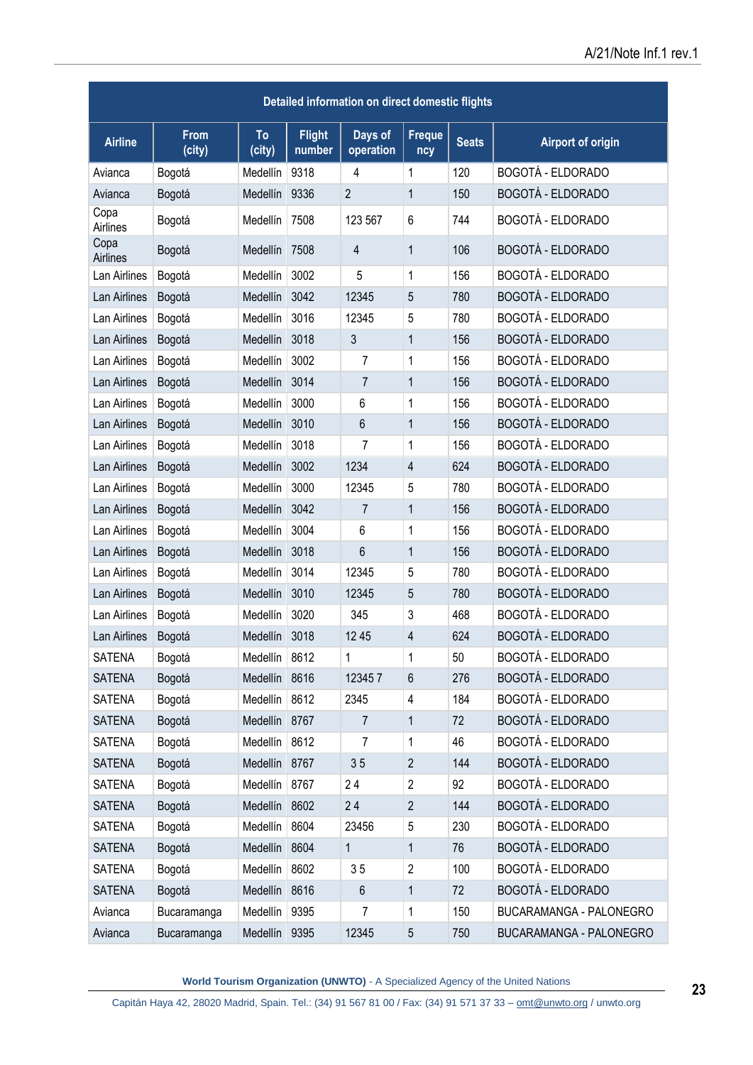| Detailed information on direct domestic flights | | | | | | | |
|---|---|---|---|---|---|---|---|
| Airline | From (city) | To (city) | Flight number | Days of operation | Frequency | Seats | Airport of origin |
| Avianca | Bogotá | Medellín | 9318 | 4 | 1 | 120 | BOGOTÁ - ELDORADO |
| Avianca | Bogotá | Medellín | 9336 | 2 | 1 | 150 | BOGOTÁ - ELDORADO |
| Copa Airlines | Bogotá | Medellín | 7508 | 123 567 | 6 | 744 | BOGOTÁ - ELDORADO |
| Copa Airlines | Bogotá | Medellín | 7508 | 4 | 1 | 106 | BOGOTÁ - ELDORADO |
| Lan Airlines | Bogotá | Medellín | 3002 | 5 | 1 | 156 | BOGOTÁ - ELDORADO |
| Lan Airlines | Bogotá | Medellín | 3042 | 12345 | 5 | 780 | BOGOTÁ - ELDORADO |
| Lan Airlines | Bogotá | Medellín | 3016 | 12345 | 5 | 780 | BOGOTÁ - ELDORADO |
| Lan Airlines | Bogotá | Medellín | 3018 | 3 | 1 | 156 | BOGOTÁ - ELDORADO |
| Lan Airlines | Bogotá | Medellín | 3002 | 7 | 1 | 156 | BOGOTÁ - ELDORADO |
| Lan Airlines | Bogotá | Medellín | 3014 | 7 | 1 | 156 | BOGOTÁ - ELDORADO |
| Lan Airlines | Bogotá | Medellín | 3000 | 6 | 1 | 156 | BOGOTÁ - ELDORADO |
| Lan Airlines | Bogotá | Medellín | 3010 | 6 | 1 | 156 | BOGOTÁ - ELDORADO |
| Lan Airlines | Bogotá | Medellín | 3018 | 7 | 1 | 156 | BOGOTÁ - ELDORADO |
| Lan Airlines | Bogotá | Medellín | 3002 | 1234 | 4 | 624 | BOGOTÁ - ELDORADO |
| Lan Airlines | Bogotá | Medellín | 3000 | 12345 | 5 | 780 | BOGOTÁ - ELDORADO |
| Lan Airlines | Bogotá | Medellín | 3042 | 7 | 1 | 156 | BOGOTÁ - ELDORADO |
| Lan Airlines | Bogotá | Medellín | 3004 | 6 | 1 | 156 | BOGOTÁ - ELDORADO |
| Lan Airlines | Bogotá | Medellín | 3018 | 6 | 1 | 156 | BOGOTÁ - ELDORADO |
| Lan Airlines | Bogotá | Medellín | 3014 | 12345 | 5 | 780 | BOGOTÁ - ELDORADO |
| Lan Airlines | Bogotá | Medellín | 3010 | 12345 | 5 | 780 | BOGOTÁ - ELDORADO |
| Lan Airlines | Bogotá | Medellín | 3020 | 345 | 3 | 468 | BOGOTÁ - ELDORADO |
| Lan Airlines | Bogotá | Medellín | 3018 | 12 45 | 4 | 624 | BOGOTÁ - ELDORADO |
| SATENA | Bogotá | Medellín | 8612 | 1 | 1 | 50 | BOGOTÁ - ELDORADO |
| SATENA | Bogotá | Medellín | 8616 | 12345 7 | 6 | 276 | BOGOTÁ - ELDORADO |
| SATENA | Bogotá | Medellín | 8612 | 2345 | 4 | 184 | BOGOTÁ - ELDORADO |
| SATENA | Bogotá | Medellín | 8767 | 7 | 1 | 72 | BOGOTÁ - ELDORADO |
| SATENA | Bogotá | Medellín | 8612 | 7 | 1 | 46 | BOGOTÁ - ELDORADO |
| SATENA | Bogotá | Medellín | 8767 | 3 5 | 2 | 144 | BOGOTÁ - ELDORADO |
| SATENA | Bogotá | Medellín | 8767 | 2 4 | 2 | 92 | BOGOTÁ - ELDORADO |
| SATENA | Bogotá | Medellín | 8602 | 2 4 | 2 | 144 | BOGOTÁ - ELDORADO |
| SATENA | Bogotá | Medellín | 8604 | 23456 | 5 | 230 | BOGOTÁ - ELDORADO |
| SATENA | Bogotá | Medellín | 8604 | 1 | 1 | 76 | BOGOTÁ - ELDORADO |
| SATENA | Bogotá | Medellín | 8602 | 3 5 | 2 | 100 | BOGOTÁ - ELDORADO |
| SATENA | Bogotá | Medellín | 8616 | 6 | 1 | 72 | BOGOTÁ - ELDORADO |
| Avianca | Bucaramanga | Medellín | 9395 | 7 | 1 | 150 | BUCARAMANGA - PALONEGRO |
| Avianca | Bucaramanga | Medellín | 9395 | 12345 | 5 | 750 | BUCARAMANGA - PALONEGRO |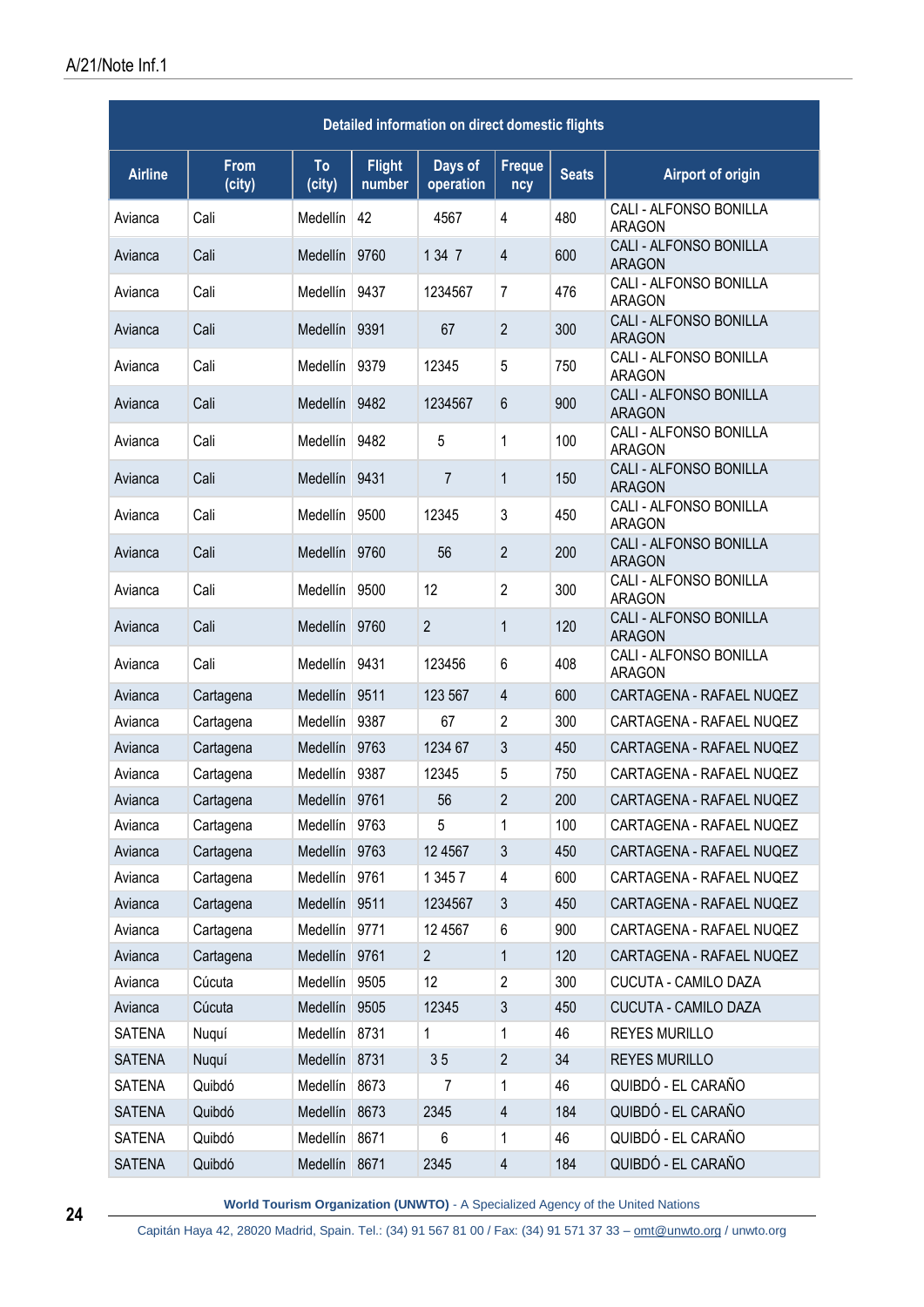| Detailed information on direct domestic flights | | | | | | | |
|---|---|---|---|---|---|---|---|
| Airline | From (city) | To (city) | Flight number | Days of operation | Frequency | Seats | Airport of origin |
| Avianca | Cali | Medellín | 42 | 4567 | 4 | 480 | CALI - ALFONSO BONILLA ARAGON |
| Avianca | Cali | Medellín | 9760 | 1 34 7 | 4 | 600 | CALI - ALFONSO BONILLA ARAGON |
| Avianca | Cali | Medellín | 9437 | 1234567 | 7 | 476 | CALI - ALFONSO BONILLA ARAGON |
| Avianca | Cali | Medellín | 9391 | 67 | 2 | 300 | CALI - ALFONSO BONILLA ARAGON |
| Avianca | Cali | Medellín | 9379 | 12345 | 5 | 750 | CALI - ALFONSO BONILLA ARAGON |
| Avianca | Cali | Medellín | 9482 | 1234567 | 6 | 900 | CALI - ALFONSO BONILLA ARAGON |
| Avianca | Cali | Medellín | 9482 | 5 | 1 | 100 | CALI - ALFONSO BONILLA ARAGON |
| Avianca | Cali | Medellín | 9431 | 7 | 1 | 150 | CALI - ALFONSO BONILLA ARAGON |
| Avianca | Cali | Medellín | 9500 | 12345 | 3 | 450 | CALI - ALFONSO BONILLA ARAGON |
| Avianca | Cali | Medellín | 9760 | 56 | 2 | 200 | CALI - ALFONSO BONILLA ARAGON |
| Avianca | Cali | Medellín | 9500 | 12 | 2 | 300 | CALI - ALFONSO BONILLA ARAGON |
| Avianca | Cali | Medellín | 9760 | 2 | 1 | 120 | CALI - ALFONSO BONILLA ARAGON |
| Avianca | Cali | Medellín | 9431 | 123456 | 6 | 408 | CALI - ALFONSO BONILLA ARAGON |
| Avianca | Cartagena | Medellín | 9511 | 123 567 | 4 | 600 | CARTAGENA - RAFAEL NUQEZ |
| Avianca | Cartagena | Medellín | 9387 | 67 | 2 | 300 | CARTAGENA - RAFAEL NUQEZ |
| Avianca | Cartagena | Medellín | 9763 | 1234 67 | 3 | 450 | CARTAGENA - RAFAEL NUQEZ |
| Avianca | Cartagena | Medellín | 9387 | 12345 | 5 | 750 | CARTAGENA - RAFAEL NUQEZ |
| Avianca | Cartagena | Medellín | 9761 | 56 | 2 | 200 | CARTAGENA - RAFAEL NUQEZ |
| Avianca | Cartagena | Medellín | 9763 | 5 | 1 | 100 | CARTAGENA - RAFAEL NUQEZ |
| Avianca | Cartagena | Medellín | 9763 | 12 4567 | 3 | 450 | CARTAGENA - RAFAEL NUQEZ |
| Avianca | Cartagena | Medellín | 9761 | 1 345 7 | 4 | 600 | CARTAGENA - RAFAEL NUQEZ |
| Avianca | Cartagena | Medellín | 9511 | 1234567 | 3 | 450 | CARTAGENA - RAFAEL NUQEZ |
| Avianca | Cartagena | Medellín | 9771 | 12 4567 | 6 | 900 | CARTAGENA - RAFAEL NUQEZ |
| Avianca | Cartagena | Medellín | 9761 | 2 | 1 | 120 | CARTAGENA - RAFAEL NUQEZ |
| Avianca | Cúcuta | Medellín | 9505 | 12 | 2 | 300 | CUCUTA - CAMILO DAZA |
| Avianca | Cúcuta | Medellín | 9505 | 12345 | 3 | 450 | CUCUTA - CAMILO DAZA |
| SATENA | Nuquí | Medellín | 8731 | 1 | 1 | 46 | REYES MURILLO |
| SATENA | Nuquí | Medellín | 8731 | 3 5 | 2 | 34 | REYES MURILLO |
| SATENA | Quibdó | Medellín | 8673 | 7 | 1 | 46 | QUIBDÓ - EL CARAÑO |
| SATENA | Quibdó | Medellín | 8673 | 2345 | 4 | 184 | QUIBDÓ - EL CARAÑO |
| SATENA | Quibdó | Medellín | 8671 | 6 | 1 | 46 | QUIBDÓ - EL CARAÑO |
| SATENA | Quibdó | Medellín | 8671 | 2345 | 4 | 184 | QUIBDÓ - EL CARAÑO |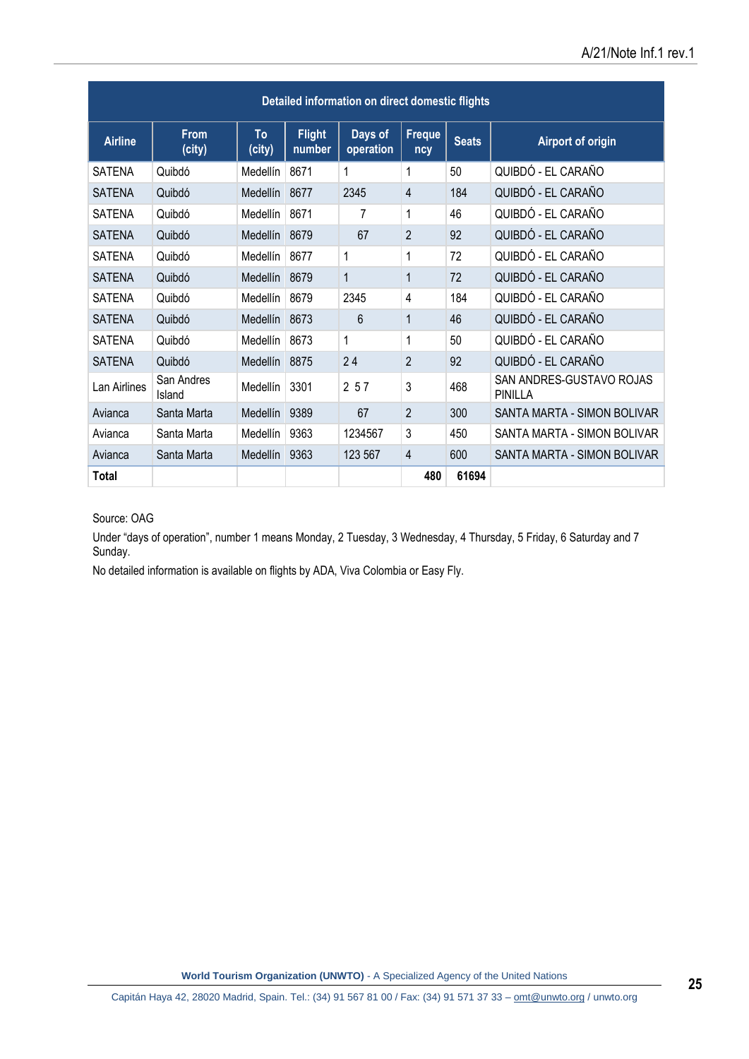| Detailed information on direct domestic flights | | | | | | | |
|---|---|---|---|---|---|---|---|
| **Airline** | **From (city)** | **To (city)** | **Flight number** | **Days of operation** | **Frequency** | **Seats** | **Airport of origin** |
| SATENA | Quibdó | Medellín | 8671 | 1 | 1 | 50 | QUIBDÓ - EL CARAÑO |
| SATENA | Quibdó | Medellín | 8677 | 2345 | 4 | 184 | QUIBDÓ - EL CARAÑO |
| SATENA | Quibdó | Medellín | 8671 | 7 | 1 | 46 | QUIBDÓ - EL CARAÑO |
| SATENA | Quibdó | Medellín | 8679 | 67 | 2 | 92 | QUIBDÓ - EL CARAÑO |
| SATENA | Quibdó | Medellín | 8677 | 1 | 1 | 72 | QUIBDÓ - EL CARAÑO |
| SATENA | Quibdó | Medellín | 8679 | 1 | 1 | 72 | QUIBDÓ - EL CARAÑO |
| SATENA | Quibdó | Medellín | 8679 | 2345 | 4 | 184 | QUIBDÓ - EL CARAÑO |
| SATENA | Quibdó | Medellín | 8673 | 6 | 1 | 46 | QUIBDÓ - EL CARAÑO |
| SATENA | Quibdó | Medellín | 8673 | 1 | 1 | 50 | QUIBDÓ - EL CARAÑO |
| SATENA | Quibdó | Medellín | 8875 | 2 4 | 2 | 92 | QUIBDÓ - EL CARAÑO |
| Lan Airlines | San Andres Island | Medellín | 3301 | 2 5 7 | 3 | 468 | SAN ANDRES-GUSTAVO ROJAS PINILLA |
| Avianca | Santa Marta | Medellín | 9389 | 67 | 2 | 300 | SANTA MARTA - SIMON BOLIVAR |
| Avianca | Santa Marta | Medellín | 9363 | 1234567 | 3 | 450 | SANTA MARTA - SIMON BOLIVAR |
| Avianca | Santa Marta | Medellín | 9363 | 123 567 | 4 | 600 | SANTA MARTA - SIMON BOLIVAR |
| **Total** | | | | | **480** | **61694** | |

Source: OAG

Under "days of operation", number 1 means Monday, 2 Tuesday, 3 Wednesday, 4 Thursday, 5 Friday, 6 Saturday and 7 Sunday.

No detailed information is available on flights by ADA, Viva Colombia or Easy Fly.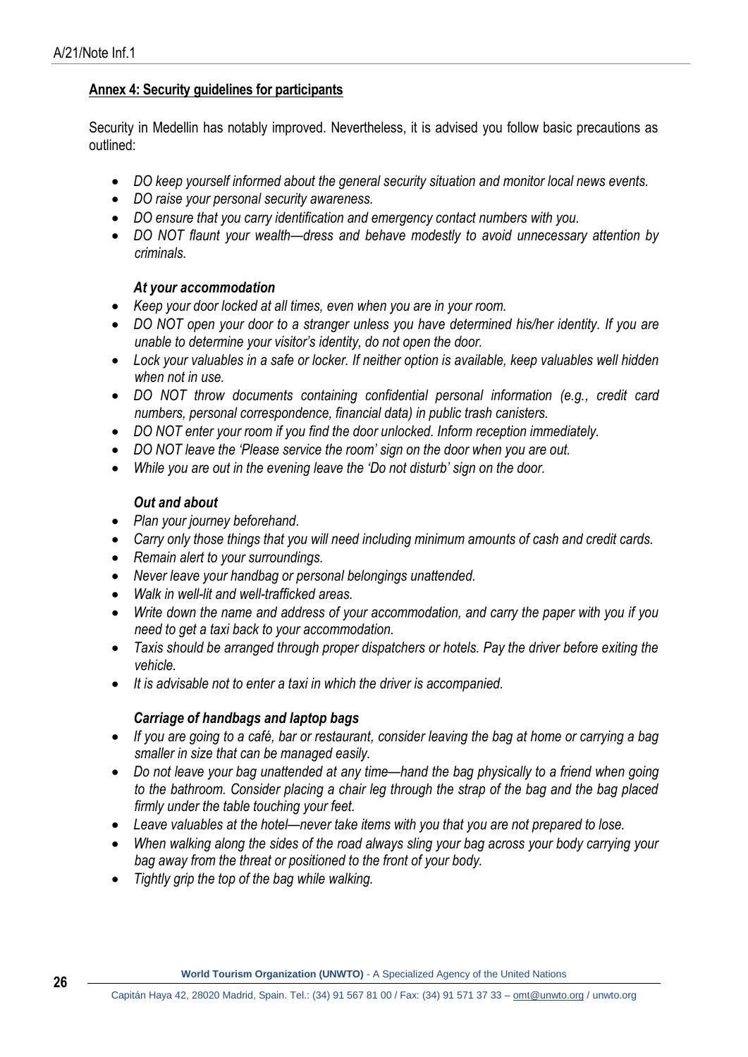## Annex 4: Security guidelines for participants

Security in Medellin has notably improved. Nevertheless, it is advised you follow basic precautions as outlined:

- *DO keep yourself informed about the general security situation and monitor local news events.*
- *DO raise your personal security awareness.*
- *DO ensure that you carry identification and emergency contact numbers with you.*
- *DO NOT flaunt your wealth—dress and behave modestly to avoid unnecessary attention by criminals.*

### *At your accommodation*

- *Keep your door locked at all times, even when you are in your room.*
- *DO NOT open your door to a stranger unless you have determined his/her identity. If you are unable to determine your visitor's identity, do not open the door.*
- *Lock your valuables in a safe or locker. If neither option is available, keep valuables well hidden when not in use.*
- *DO NOT throw documents containing confidential personal information (e.g., credit card numbers, personal correspondence, financial data) in public trash canisters.*
- *DO NOT enter your room if you find the door unlocked. Inform reception immediately.*
- *DO NOT leave the 'Please service the room' sign on the door when you are out.*
- *While you are out in the evening leave the 'Do not disturb' sign on the door.*

### *Out and about*

- *Plan your journey beforehand.*
- *Carry only those things that you will need including minimum amounts of cash and credit cards.*
- *Remain alert to your surroundings.*
- *Never leave your handbag or personal belongings unattended.*
- *Walk in well-lit and well-trafficked areas.*
- *Write down the name and address of your accommodation, and carry the paper with you if you need to get a taxi back to your accommodation.*
- *Taxis should be arranged through proper dispatchers or hotels. Pay the driver before exiting the vehicle.*
- *It is advisable not to enter a taxi in which the driver is accompanied.*

### *Carriage of handbags and laptop bags*

- *If you are going to a café, bar or restaurant, consider leaving the bag at home or carrying a bag smaller in size that can be managed easily.*
- *Do not leave your bag unattended at any time—hand the bag physically to a friend when going to the bathroom. Consider placing a chair leg through the strap of the bag and the bag placed firmly under the table touching your feet.*
- *Leave valuables at the hotel—never take items with you that you are not prepared to lose.*
- *When walking along the sides of the road always sling your bag across your body carrying your bag away from the threat or positioned to the front of your body.*
- *Tightly grip the top of the bag while walking.*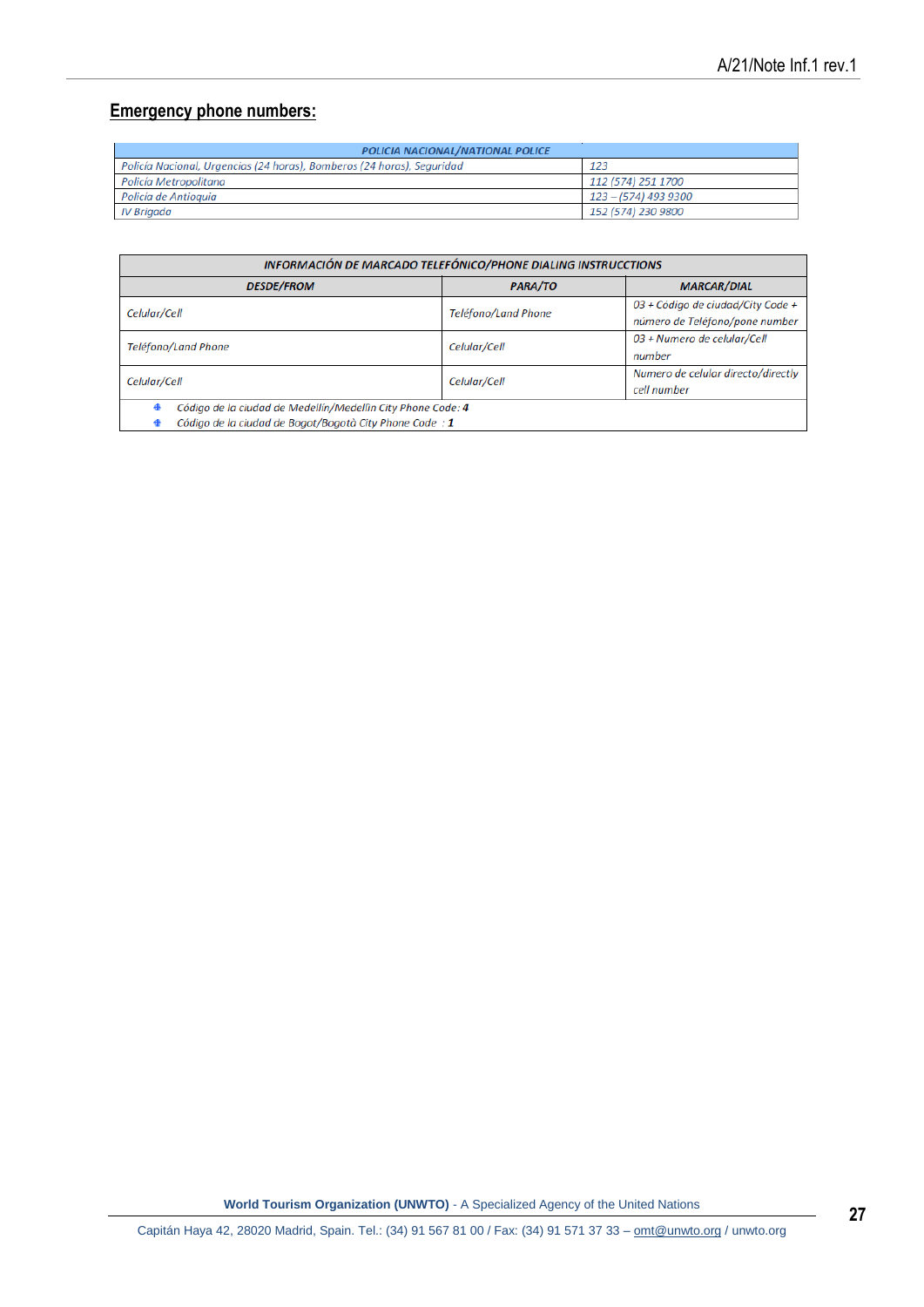## Emergency phone numbers:

| POLICIA NACIONAL/NATIONAL POLICE | |
|---|---|
| Policía Nacional, Urgencias (24 horas), Bomberos (24 horas), Seguridad | 123 |
| Policía Metropolitana | 112 (574) 251 1700 |
| Policía de Antioquia | 123 – (574) 493 9300 |
| IV Brigada | 152 (574) 230 9800 |

| INFORMACIÓN DE MARCADO TELEFÓNICO/PHONE DIALING INSTRUCCTIONS | | |
|---|---|---|
| **DESDE/FROM** | **PARA/TO** | **MARCAR/DIAL** |
| Celular/Cell | Teléfono/Land Phone | 03 + Código de ciudad/City Code + número de Teléfono/pone number |
| Teléfono/Land Phone | Celular/Cell | 03 + Numero de celular/Cell number |
| Celular/Cell | Celular/Cell | Numero de celular directo/directly cell number |

- Código de la ciudad de Medellín/Medellin City Phone Code: **4**
- Código de la ciudad de Bogot/Bogotà City Phone Code : **1**

**World Tourism Organization (UNWTO)** - A Specialized Agency of the United Nations

Capitán Haya 42, 28020 Madrid, Spain. Tel.: (34) 91 567 81 00 / Fax: (34) 91 571 37 33 – omt@unwto.org / unwto.org